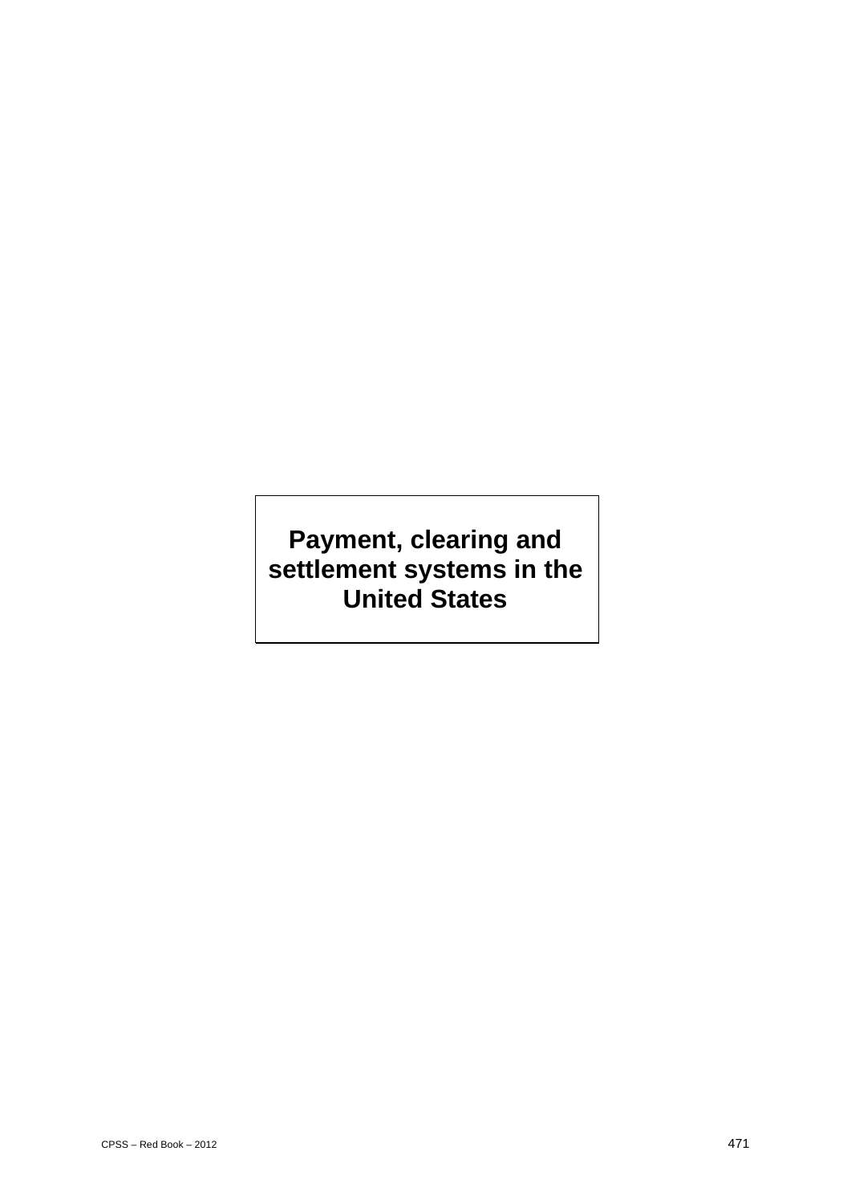# Payment, clearing and settlement systems in the United States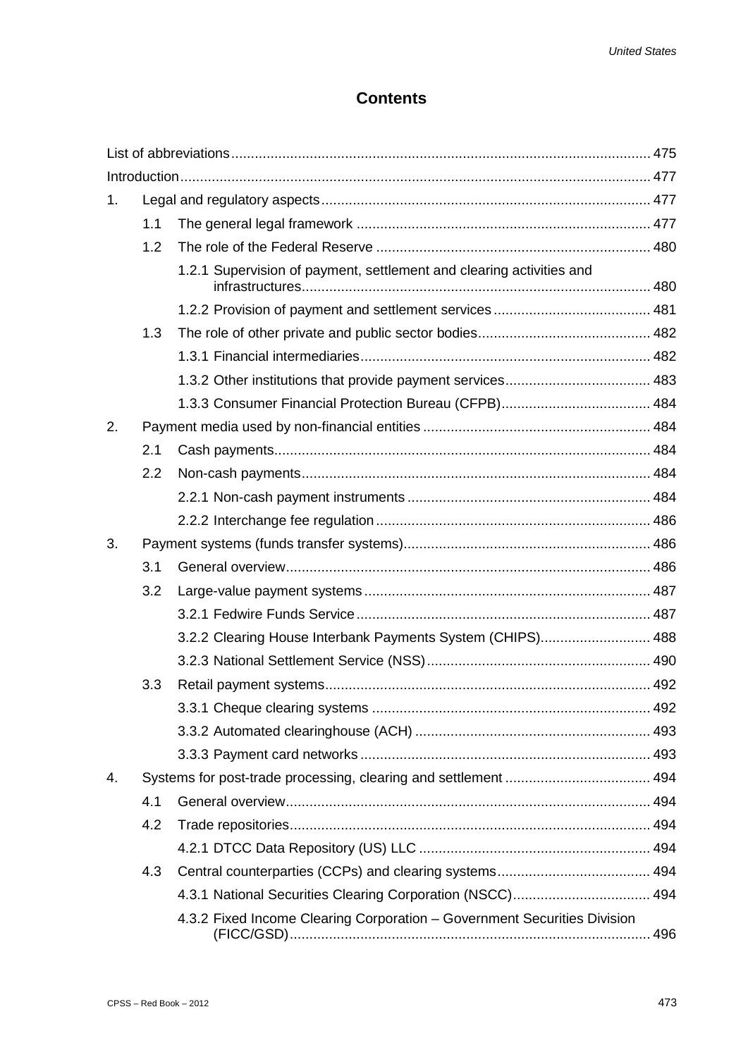## Contents

List of abbreviations ... 475

Introduction ... 477

1. Legal and regulatory aspects ... 477
   - 1.1 The general legal framework ... 477
   - 1.2 The role of the Federal Reserve ... 480
     - 1.2.1 Supervision of payment, settlement and clearing activities and infrastructures ... 480
     - 1.2.2 Provision of payment and settlement services ... 481
   - 1.3 The role of other private and public sector bodies ... 482
     - 1.3.1 Financial intermediaries ... 482
     - 1.3.2 Other institutions that provide payment services ... 483
     - 1.3.3 Consumer Financial Protection Bureau (CFPB) ... 484
2. Payment media used by non-financial entities ... 484
   - 2.1 Cash payments ... 484
   - 2.2 Non-cash payments ... 484
     - 2.2.1 Non-cash payment instruments ... 484
     - 2.2.2 Interchange fee regulation ... 486
3. Payment systems (funds transfer systems) ... 486
   - 3.1 General overview ... 486
   - 3.2 Large-value payment systems ... 487
     - 3.2.1 Fedwire Funds Service ... 487
     - 3.2.2 Clearing House Interbank Payments System (CHIPS) ... 488
     - 3.2.3 National Settlement Service (NSS) ... 490
   - 3.3 Retail payment systems ... 492
     - 3.3.1 Cheque clearing systems ... 492
     - 3.3.2 Automated clearinghouse (ACH) ... 493
     - 3.3.3 Payment card networks ... 493
4. Systems for post-trade processing, clearing and settlement ... 494
   - 4.1 General overview ... 494
   - 4.2 Trade repositories ... 494
     - 4.2.1 DTCC Data Repository (US) LLC ... 494
   - 4.3 Central counterparties (CCPs) and clearing systems ... 494
     - 4.3.1 National Securities Clearing Corporation (NSCC) ... 494
     - 4.3.2 Fixed Income Clearing Corporation – Government Securities Division (FICC/GSD) ... 496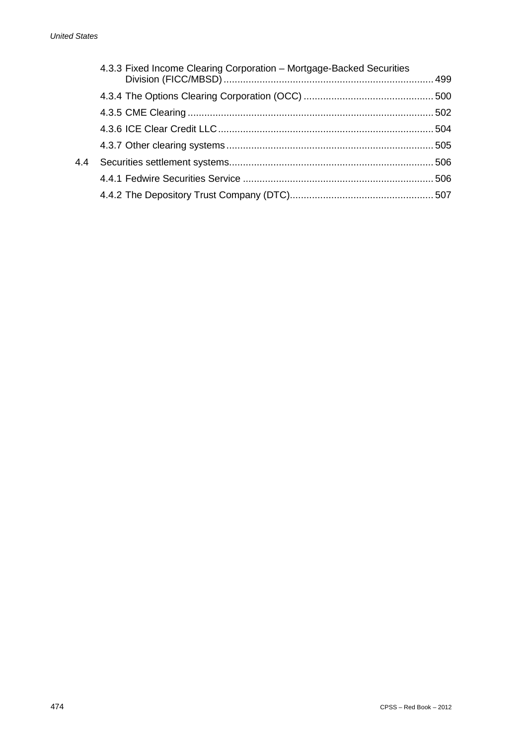4.3.3 Fixed Income Clearing Corporation – Mortgage-Backed Securities Division (FICC/MBSD) ........ 499

4.3.4 The Options Clearing Corporation (OCC) ........ 500

4.3.5 CME Clearing ........ 502

4.3.6 ICE Clear Credit LLC ........ 504

4.3.7 Other clearing systems ........ 505

4.4 Securities settlement systems ........ 506

4.4.1 Fedwire Securities Service ........ 506

4.4.2 The Depository Trust Company (DTC) ........ 507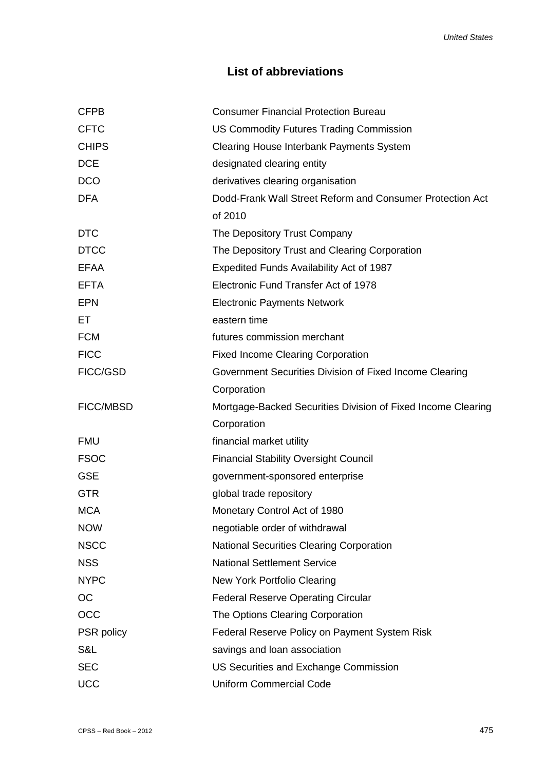## List of abbreviations

| | |
|---|---|
| CFPB | Consumer Financial Protection Bureau |
| CFTC | US Commodity Futures Trading Commission |
| CHIPS | Clearing House Interbank Payments System |
| DCE | designated clearing entity |
| DCO | derivatives clearing organisation |
| DFA | Dodd-Frank Wall Street Reform and Consumer Protection Act of 2010 |
| DTC | The Depository Trust Company |
| DTCC | The Depository Trust and Clearing Corporation |
| EFAA | Expedited Funds Availability Act of 1987 |
| EFTA | Electronic Fund Transfer Act of 1978 |
| EPN | Electronic Payments Network |
| ET | eastern time |
| FCM | futures commission merchant |
| FICC | Fixed Income Clearing Corporation |
| FICC/GSD | Government Securities Division of Fixed Income Clearing Corporation |
| FICC/MBSD | Mortgage-Backed Securities Division of Fixed Income Clearing Corporation |
| FMU | financial market utility |
| FSOC | Financial Stability Oversight Council |
| GSE | government-sponsored enterprise |
| GTR | global trade repository |
| MCA | Monetary Control Act of 1980 |
| NOW | negotiable order of withdrawal |
| NSCC | National Securities Clearing Corporation |
| NSS | National Settlement Service |
| NYPC | New York Portfolio Clearing |
| OC | Federal Reserve Operating Circular |
| OCC | The Options Clearing Corporation |
| PSR policy | Federal Reserve Policy on Payment System Risk |
| S&L | savings and loan association |
| SEC | US Securities and Exchange Commission |
| UCC | Uniform Commercial Code |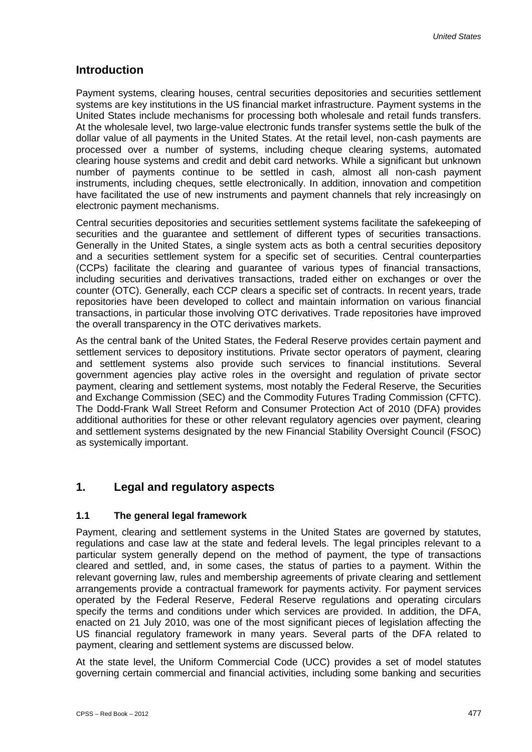## Introduction

Payment systems, clearing houses, central securities depositories and securities settlement systems are key institutions in the US financial market infrastructure. Payment systems in the United States include mechanisms for processing both wholesale and retail funds transfers. At the wholesale level, two large-value electronic funds transfer systems settle the bulk of the dollar value of all payments in the United States. At the retail level, non-cash payments are processed over a number of systems, including cheque clearing systems, automated clearing house systems and credit and debit card networks. While a significant but unknown number of payments continue to be settled in cash, almost all non-cash payment instruments, including cheques, settle electronically. In addition, innovation and competition have facilitated the use of new instruments and payment channels that rely increasingly on electronic payment mechanisms.

Central securities depositories and securities settlement systems facilitate the safekeeping of securities and the guarantee and settlement of different types of securities transactions. Generally in the United States, a single system acts as both a central securities depository and a securities settlement system for a specific set of securities. Central counterparties (CCPs) facilitate the clearing and guarantee of various types of financial transactions, including securities and derivatives transactions, traded either on exchanges or over the counter (OTC). Generally, each CCP clears a specific set of contracts. In recent years, trade repositories have been developed to collect and maintain information on various financial transactions, in particular those involving OTC derivatives. Trade repositories have improved the overall transparency in the OTC derivatives markets.

As the central bank of the United States, the Federal Reserve provides certain payment and settlement services to depository institutions. Private sector operators of payment, clearing and settlement systems also provide such services to financial institutions. Several government agencies play active roles in the oversight and regulation of private sector payment, clearing and settlement systems, most notably the Federal Reserve, the Securities and Exchange Commission (SEC) and the Commodity Futures Trading Commission (CFTC). The Dodd-Frank Wall Street Reform and Consumer Protection Act of 2010 (DFA) provides additional authorities for these or other relevant regulatory agencies over payment, clearing and settlement systems designated by the new Financial Stability Oversight Council (FSOC) as systemically important.

## 1. Legal and regulatory aspects

### 1.1 The general legal framework

Payment, clearing and settlement systems in the United States are governed by statutes, regulations and case law at the state and federal levels. The legal principles relevant to a particular system generally depend on the method of payment, the type of transactions cleared and settled, and, in some cases, the status of parties to a payment. Within the relevant governing law, rules and membership agreements of private clearing and settlement arrangements provide a contractual framework for payments activity. For payment services operated by the Federal Reserve, Federal Reserve regulations and operating circulars specify the terms and conditions under which services are provided. In addition, the DFA, enacted on 21 July 2010, was one of the most significant pieces of legislation affecting the US financial regulatory framework in many years. Several parts of the DFA related to payment, clearing and settlement systems are discussed below.

At the state level, the Uniform Commercial Code (UCC) provides a set of model statutes governing certain commercial and financial activities, including some banking and securities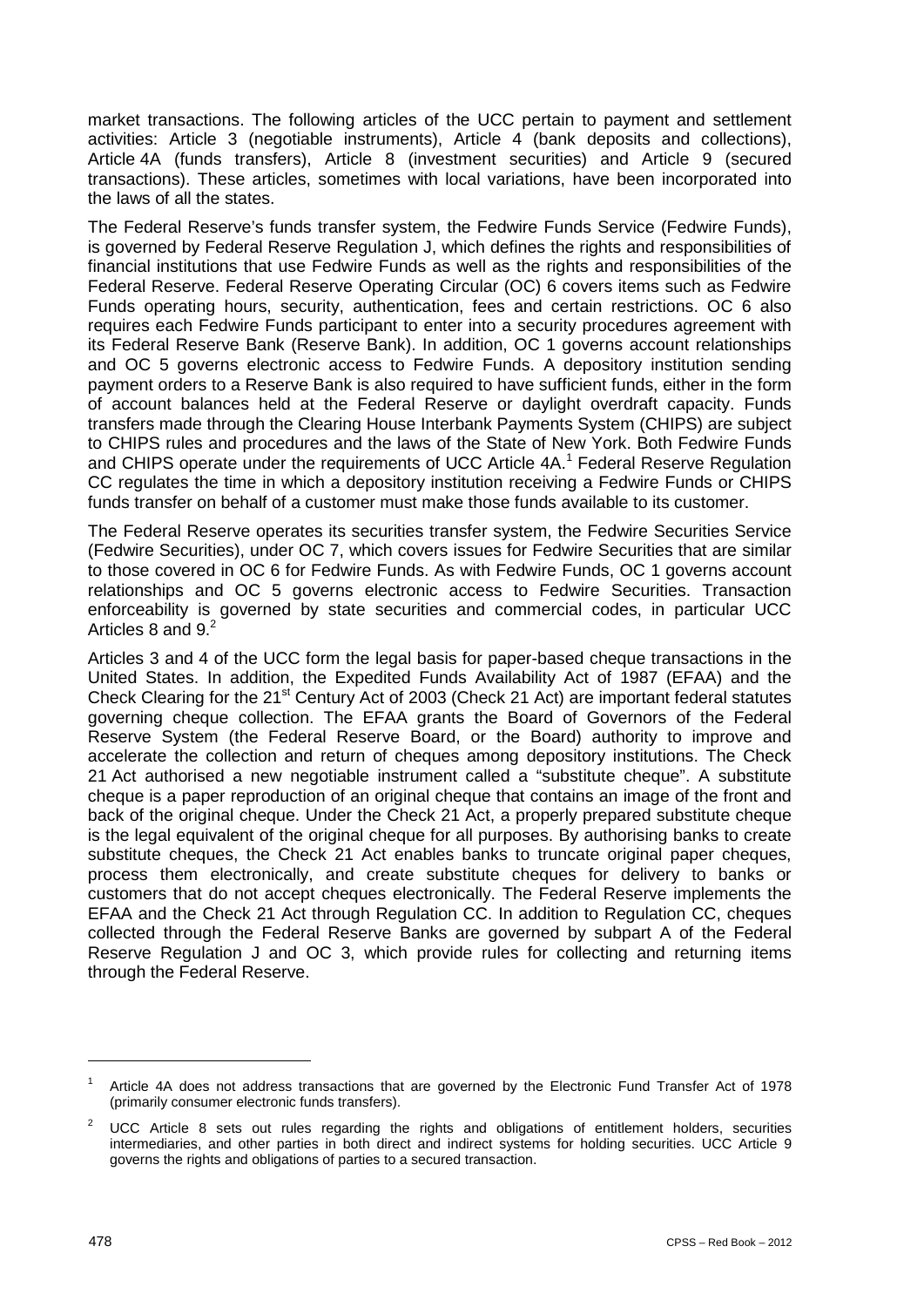market transactions. The following articles of the UCC pertain to payment and settlement activities: Article 3 (negotiable instruments), Article 4 (bank deposits and collections), Article 4A (funds transfers), Article 8 (investment securities) and Article 9 (secured transactions). These articles, sometimes with local variations, have been incorporated into the laws of all the states.

The Federal Reserve's funds transfer system, the Fedwire Funds Service (Fedwire Funds), is governed by Federal Reserve Regulation J, which defines the rights and responsibilities of financial institutions that use Fedwire Funds as well as the rights and responsibilities of the Federal Reserve. Federal Reserve Operating Circular (OC) 6 covers items such as Fedwire Funds operating hours, security, authentication, fees and certain restrictions. OC 6 also requires each Fedwire Funds participant to enter into a security procedures agreement with its Federal Reserve Bank (Reserve Bank). In addition, OC 1 governs account relationships and OC 5 governs electronic access to Fedwire Funds. A depository institution sending payment orders to a Reserve Bank is also required to have sufficient funds, either in the form of account balances held at the Federal Reserve or daylight overdraft capacity. Funds transfers made through the Clearing House Interbank Payments System (CHIPS) are subject to CHIPS rules and procedures and the laws of the State of New York. Both Fedwire Funds and CHIPS operate under the requirements of UCC Article 4A.[1] Federal Reserve Regulation CC regulates the time in which a depository institution receiving a Fedwire Funds or CHIPS funds transfer on behalf of a customer must make those funds available to its customer.

The Federal Reserve operates its securities transfer system, the Fedwire Securities Service (Fedwire Securities), under OC 7, which covers issues for Fedwire Securities that are similar to those covered in OC 6 for Fedwire Funds. As with Fedwire Funds, OC 1 governs account relationships and OC 5 governs electronic access to Fedwire Securities. Transaction enforceability is governed by state securities and commercial codes, in particular UCC Articles 8 and 9.[2]

Articles 3 and 4 of the UCC form the legal basis for paper-based cheque transactions in the United States. In addition, the Expedited Funds Availability Act of 1987 (EFAA) and the Check Clearing for the 21st Century Act of 2003 (Check 21 Act) are important federal statutes governing cheque collection. The EFAA grants the Board of Governors of the Federal Reserve System (the Federal Reserve Board, or the Board) authority to improve and accelerate the collection and return of cheques among depository institutions. The Check 21 Act authorised a new negotiable instrument called a "substitute cheque". A substitute cheque is a paper reproduction of an original cheque that contains an image of the front and back of the original cheque. Under the Check 21 Act, a properly prepared substitute cheque is the legal equivalent of the original cheque for all purposes. By authorising banks to create substitute cheques, the Check 21 Act enables banks to truncate original paper cheques, process them electronically, and create substitute cheques for delivery to banks or customers that do not accept cheques electronically. The Federal Reserve implements the EFAA and the Check 21 Act through Regulation CC. In addition to Regulation CC, cheques collected through the Federal Reserve Banks are governed by subpart A of the Federal Reserve Regulation J and OC 3, which provide rules for collecting and returning items through the Federal Reserve.

---

[1] Article 4A does not address transactions that are governed by the Electronic Fund Transfer Act of 1978 (primarily consumer electronic funds transfers).

[2] UCC Article 8 sets out rules regarding the rights and obligations of entitlement holders, securities intermediaries, and other parties in both direct and indirect systems for holding securities. UCC Article 9 governs the rights and obligations of parties to a secured transaction.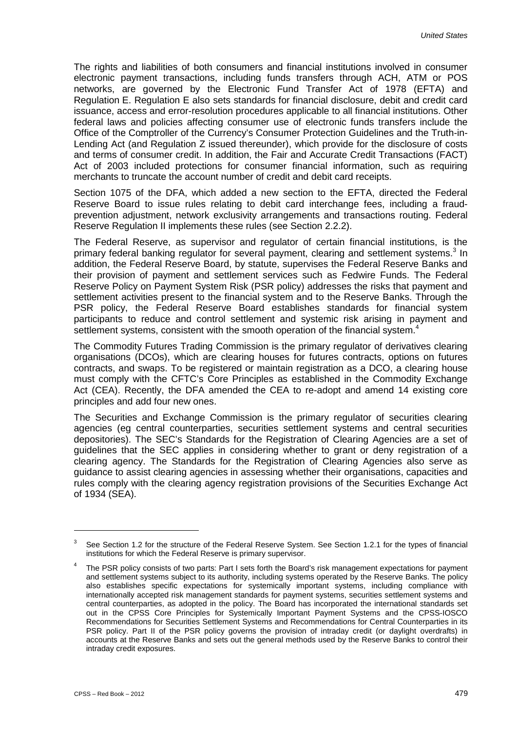The rights and liabilities of both consumers and financial institutions involved in consumer electronic payment transactions, including funds transfers through ACH, ATM or POS networks, are governed by the Electronic Fund Transfer Act of 1978 (EFTA) and Regulation E. Regulation E also sets standards for financial disclosure, debit and credit card issuance, access and error-resolution procedures applicable to all financial institutions. Other federal laws and policies affecting consumer use of electronic funds transfers include the Office of the Comptroller of the Currency's Consumer Protection Guidelines and the Truth-in-Lending Act (and Regulation Z issued thereunder), which provide for the disclosure of costs and terms of consumer credit. In addition, the Fair and Accurate Credit Transactions (FACT) Act of 2003 included protections for consumer financial information, such as requiring merchants to truncate the account number of credit and debit card receipts.

Section 1075 of the DFA, which added a new section to the EFTA, directed the Federal Reserve Board to issue rules relating to debit card interchange fees, including a fraud-prevention adjustment, network exclusivity arrangements and transactions routing. Federal Reserve Regulation II implements these rules (see Section 2.2.2).

The Federal Reserve, as supervisor and regulator of certain financial institutions, is the primary federal banking regulator for several payment, clearing and settlement systems.[3] In addition, the Federal Reserve Board, by statute, supervises the Federal Reserve Banks and their provision of payment and settlement services such as Fedwire Funds. The Federal Reserve Policy on Payment System Risk (PSR policy) addresses the risks that payment and settlement activities present to the financial system and to the Reserve Banks. Through the PSR policy, the Federal Reserve Board establishes standards for financial system participants to reduce and control settlement and systemic risk arising in payment and settlement systems, consistent with the smooth operation of the financial system.[4]

The Commodity Futures Trading Commission is the primary regulator of derivatives clearing organisations (DCOs), which are clearing houses for futures contracts, options on futures contracts, and swaps. To be registered or maintain registration as a DCO, a clearing house must comply with the CFTC's Core Principles as established in the Commodity Exchange Act (CEA). Recently, the DFA amended the CEA to re-adopt and amend 14 existing core principles and add four new ones.

The Securities and Exchange Commission is the primary regulator of securities clearing agencies (eg central counterparties, securities settlement systems and central securities depositories). The SEC's Standards for the Registration of Clearing Agencies are a set of guidelines that the SEC applies in considering whether to grant or deny registration of a clearing agency. The Standards for the Registration of Clearing Agencies also serve as guidance to assist clearing agencies in assessing whether their organisations, capacities and rules comply with the clearing agency registration provisions of the Securities Exchange Act of 1934 (SEA).

---

[3] See Section 1.2 for the structure of the Federal Reserve System. See Section 1.2.1 for the types of financial institutions for which the Federal Reserve is primary supervisor.

[4] The PSR policy consists of two parts: Part I sets forth the Board's risk management expectations for payment and settlement systems subject to its authority, including systems operated by the Reserve Banks. The policy also establishes specific expectations for systemically important systems, including compliance with internationally accepted risk management standards for payment systems, securities settlement systems and central counterparties, as adopted in the policy. The Board has incorporated the international standards set out in the CPSS Core Principles for Systemically Important Payment Systems and the CPSS-IOSCO Recommendations for Securities Settlement Systems and Recommendations for Central Counterparties in its PSR policy. Part II of the PSR policy governs the provision of intraday credit (or daylight overdrafts) in accounts at the Reserve Banks and sets out the general methods used by the Reserve Banks to control their intraday credit exposures.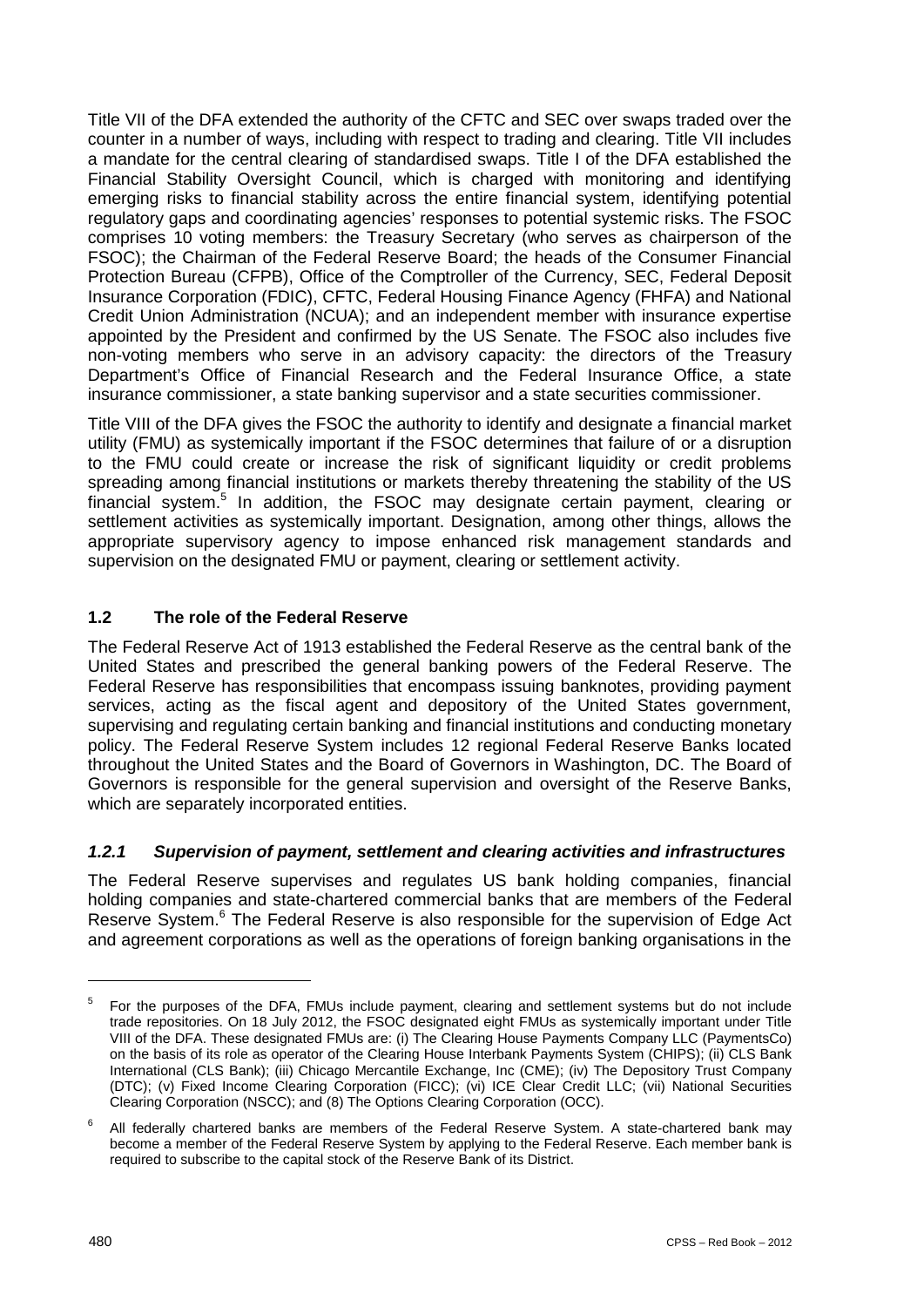Title VII of the DFA extended the authority of the CFTC and SEC over swaps traded over the counter in a number of ways, including with respect to trading and clearing. Title VII includes a mandate for the central clearing of standardised swaps. Title I of the DFA established the Financial Stability Oversight Council, which is charged with monitoring and identifying emerging risks to financial stability across the entire financial system, identifying potential regulatory gaps and coordinating agencies' responses to potential systemic risks. The FSOC comprises 10 voting members: the Treasury Secretary (who serves as chairperson of the FSOC); the Chairman of the Federal Reserve Board; the heads of the Consumer Financial Protection Bureau (CFPB), Office of the Comptroller of the Currency, SEC, Federal Deposit Insurance Corporation (FDIC), CFTC, Federal Housing Finance Agency (FHFA) and National Credit Union Administration (NCUA); and an independent member with insurance expertise appointed by the President and confirmed by the US Senate. The FSOC also includes five non-voting members who serve in an advisory capacity: the directors of the Treasury Department's Office of Financial Research and the Federal Insurance Office, a state insurance commissioner, a state banking supervisor and a state securities commissioner.

Title VIII of the DFA gives the FSOC the authority to identify and designate a financial market utility (FMU) as systemically important if the FSOC determines that failure of or a disruption to the FMU could create or increase the risk of significant liquidity or credit problems spreading among financial institutions or markets thereby threatening the stability of the US financial system.[5] In addition, the FSOC may designate certain payment, clearing or settlement activities as systemically important. Designation, among other things, allows the appropriate supervisory agency to impose enhanced risk management standards and supervision on the designated FMU or payment, clearing or settlement activity.

## 1.2 The role of the Federal Reserve

The Federal Reserve Act of 1913 established the Federal Reserve as the central bank of the United States and prescribed the general banking powers of the Federal Reserve. The Federal Reserve has responsibilities that encompass issuing banknotes, providing payment services, acting as the fiscal agent and depository of the United States government, supervising and regulating certain banking and financial institutions and conducting monetary policy. The Federal Reserve System includes 12 regional Federal Reserve Banks located throughout the United States and the Board of Governors in Washington, DC. The Board of Governors is responsible for the general supervision and oversight of the Reserve Banks, which are separately incorporated entities.

### *1.2.1 Supervision of payment, settlement and clearing activities and infrastructures*

The Federal Reserve supervises and regulates US bank holding companies, financial holding companies and state-chartered commercial banks that are members of the Federal Reserve System.[6] The Federal Reserve is also responsible for the supervision of Edge Act and agreement corporations as well as the operations of foreign banking organisations in the

---

[5] For the purposes of the DFA, FMUs include payment, clearing and settlement systems but do not include trade repositories. On 18 July 2012, the FSOC designated eight FMUs as systemically important under Title VIII of the DFA. These designated FMUs are: (i) The Clearing House Payments Company LLC (PaymentsCo) on the basis of its role as operator of the Clearing House Interbank Payments System (CHIPS); (ii) CLS Bank International (CLS Bank); (iii) Chicago Mercantile Exchange, Inc (CME); (iv) The Depository Trust Company (DTC); (v) Fixed Income Clearing Corporation (FICC); (vi) ICE Clear Credit LLC; (vii) National Securities Clearing Corporation (NSCC); and (8) The Options Clearing Corporation (OCC).

[6] All federally chartered banks are members of the Federal Reserve System. A state-chartered bank may become a member of the Federal Reserve System by applying to the Federal Reserve. Each member bank is required to subscribe to the capital stock of the Reserve Bank of its District.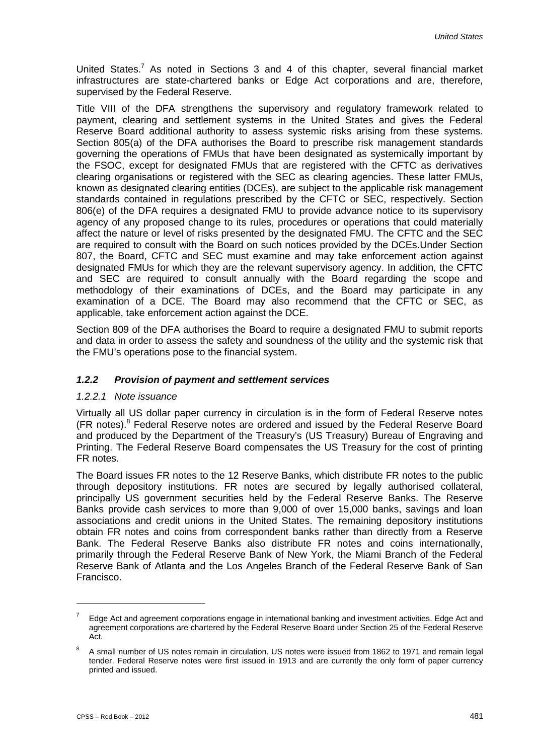United States.[7] As noted in Sections 3 and 4 of this chapter, several financial market infrastructures are state-chartered banks or Edge Act corporations and are, therefore, supervised by the Federal Reserve.

Title VIII of the DFA strengthens the supervisory and regulatory framework related to payment, clearing and settlement systems in the United States and gives the Federal Reserve Board additional authority to assess systemic risks arising from these systems. Section 805(a) of the DFA authorises the Board to prescribe risk management standards governing the operations of FMUs that have been designated as systemically important by the FSOC, except for designated FMUs that are registered with the CFTC as derivatives clearing organisations or registered with the SEC as clearing agencies. These latter FMUs, known as designated clearing entities (DCEs), are subject to the applicable risk management standards contained in regulations prescribed by the CFTC or SEC, respectively. Section 806(e) of the DFA requires a designated FMU to provide advance notice to its supervisory agency of any proposed change to its rules, procedures or operations that could materially affect the nature or level of risks presented by the designated FMU. The CFTC and the SEC are required to consult with the Board on such notices provided by the DCEs.Under Section 807, the Board, CFTC and SEC must examine and may take enforcement action against designated FMUs for which they are the relevant supervisory agency. In addition, the CFTC and SEC are required to consult annually with the Board regarding the scope and methodology of their examinations of DCEs, and the Board may participate in any examination of a DCE. The Board may also recommend that the CFTC or SEC, as applicable, take enforcement action against the DCE.

Section 809 of the DFA authorises the Board to require a designated FMU to submit reports and data in order to assess the safety and soundness of the utility and the systemic risk that the FMU's operations pose to the financial system.

### *1.2.2 Provision of payment and settlement services*

#### *1.2.2.1 Note issuance*

Virtually all US dollar paper currency in circulation is in the form of Federal Reserve notes (FR notes).[8] Federal Reserve notes are ordered and issued by the Federal Reserve Board and produced by the Department of the Treasury's (US Treasury) Bureau of Engraving and Printing. The Federal Reserve Board compensates the US Treasury for the cost of printing FR notes.

The Board issues FR notes to the 12 Reserve Banks, which distribute FR notes to the public through depository institutions. FR notes are secured by legally authorised collateral, principally US government securities held by the Federal Reserve Banks. The Reserve Banks provide cash services to more than 9,000 of over 15,000 banks, savings and loan associations and credit unions in the United States. The remaining depository institutions obtain FR notes and coins from correspondent banks rather than directly from a Reserve Bank. The Federal Reserve Banks also distribute FR notes and coins internationally, primarily through the Federal Reserve Bank of New York, the Miami Branch of the Federal Reserve Bank of Atlanta and the Los Angeles Branch of the Federal Reserve Bank of San Francisco.

---

[7] Edge Act and agreement corporations engage in international banking and investment activities. Edge Act and agreement corporations are chartered by the Federal Reserve Board under Section 25 of the Federal Reserve Act.

[8] A small number of US notes remain in circulation. US notes were issued from 1862 to 1971 and remain legal tender. Federal Reserve notes were first issued in 1913 and are currently the only form of paper currency printed and issued.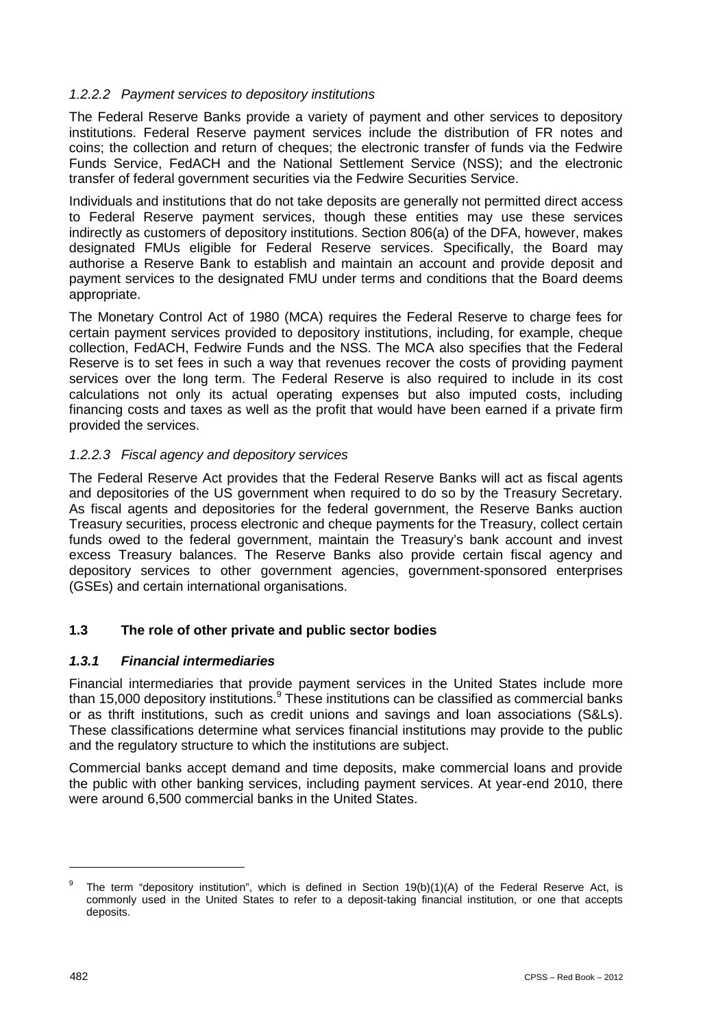#### *1.2.2.2 Payment services to depository institutions*

The Federal Reserve Banks provide a variety of payment and other services to depository institutions. Federal Reserve payment services include the distribution of FR notes and coins; the collection and return of cheques; the electronic transfer of funds via the Fedwire Funds Service, FedACH and the National Settlement Service (NSS); and the electronic transfer of federal government securities via the Fedwire Securities Service.

Individuals and institutions that do not take deposits are generally not permitted direct access to Federal Reserve payment services, though these entities may use these services indirectly as customers of depository institutions. Section 806(a) of the DFA, however, makes designated FMUs eligible for Federal Reserve services. Specifically, the Board may authorise a Reserve Bank to establish and maintain an account and provide deposit and payment services to the designated FMU under terms and conditions that the Board deems appropriate.

The Monetary Control Act of 1980 (MCA) requires the Federal Reserve to charge fees for certain payment services provided to depository institutions, including, for example, cheque collection, FedACH, Fedwire Funds and the NSS. The MCA also specifies that the Federal Reserve is to set fees in such a way that revenues recover the costs of providing payment services over the long term. The Federal Reserve is also required to include in its cost calculations not only its actual operating expenses but also imputed costs, including financing costs and taxes as well as the profit that would have been earned if a private firm provided the services.

#### *1.2.2.3 Fiscal agency and depository services*

The Federal Reserve Act provides that the Federal Reserve Banks will act as fiscal agents and depositories of the US government when required to do so by the Treasury Secretary. As fiscal agents and depositories for the federal government, the Reserve Banks auction Treasury securities, process electronic and cheque payments for the Treasury, collect certain funds owed to the federal government, maintain the Treasury's bank account and invest excess Treasury balances. The Reserve Banks also provide certain fiscal agency and depository services to other government agencies, government-sponsored enterprises (GSEs) and certain international organisations.

## 1.3 The role of other private and public sector bodies

### *1.3.1 Financial intermediaries*

Financial intermediaries that provide payment services in the United States include more than 15,000 depository institutions.[9] These institutions can be classified as commercial banks or as thrift institutions, such as credit unions and savings and loan associations (S&Ls). These classifications determine what services financial institutions may provide to the public and the regulatory structure to which the institutions are subject.

Commercial banks accept demand and time deposits, make commercial loans and provide the public with other banking services, including payment services. At year-end 2010, there were around 6,500 commercial banks in the United States.

---

[9] The term "depository institution", which is defined in Section 19(b)(1)(A) of the Federal Reserve Act, is commonly used in the United States to refer to a deposit-taking financial institution, or one that accepts deposits.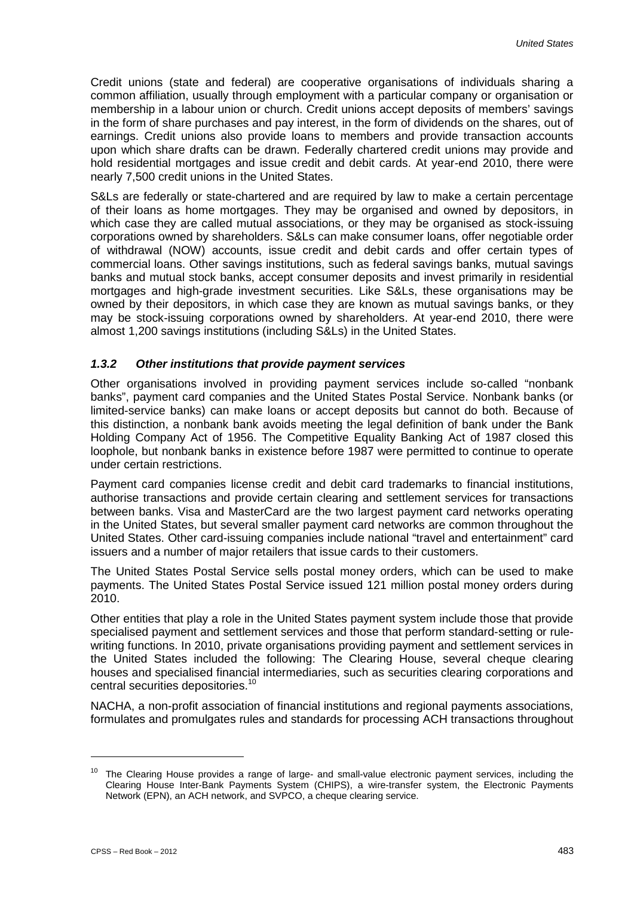Credit unions (state and federal) are cooperative organisations of individuals sharing a common affiliation, usually through employment with a particular company or organisation or membership in a labour union or church. Credit unions accept deposits of members' savings in the form of share purchases and pay interest, in the form of dividends on the shares, out of earnings. Credit unions also provide loans to members and provide transaction accounts upon which share drafts can be drawn. Federally chartered credit unions may provide and hold residential mortgages and issue credit and debit cards. At year-end 2010, there were nearly 7,500 credit unions in the United States.

S&Ls are federally or state-chartered and are required by law to make a certain percentage of their loans as home mortgages. They may be organised and owned by depositors, in which case they are called mutual associations, or they may be organised as stock-issuing corporations owned by shareholders. S&Ls can make consumer loans, offer negotiable order of withdrawal (NOW) accounts, issue credit and debit cards and offer certain types of commercial loans. Other savings institutions, such as federal savings banks, mutual savings banks and mutual stock banks, accept consumer deposits and invest primarily in residential mortgages and high-grade investment securities. Like S&Ls, these organisations may be owned by their depositors, in which case they are known as mutual savings banks, or they may be stock-issuing corporations owned by shareholders. At year-end 2010, there were almost 1,200 savings institutions (including S&Ls) in the United States.

### *1.3.2 Other institutions that provide payment services*

Other organisations involved in providing payment services include so-called "nonbank banks", payment card companies and the United States Postal Service. Nonbank banks (or limited-service banks) can make loans or accept deposits but cannot do both. Because of this distinction, a nonbank bank avoids meeting the legal definition of bank under the Bank Holding Company Act of 1956. The Competitive Equality Banking Act of 1987 closed this loophole, but nonbank banks in existence before 1987 were permitted to continue to operate under certain restrictions.

Payment card companies license credit and debit card trademarks to financial institutions, authorise transactions and provide certain clearing and settlement services for transactions between banks. Visa and MasterCard are the two largest payment card networks operating in the United States, but several smaller payment card networks are common throughout the United States. Other card-issuing companies include national "travel and entertainment" card issuers and a number of major retailers that issue cards to their customers.

The United States Postal Service sells postal money orders, which can be used to make payments. The United States Postal Service issued 121 million postal money orders during 2010.

Other entities that play a role in the United States payment system include those that provide specialised payment and settlement services and those that perform standard-setting or rule-writing functions. In 2010, private organisations providing payment and settlement services in the United States included the following: The Clearing House, several cheque clearing houses and specialised financial intermediaries, such as securities clearing corporations and central securities depositories.[10]

NACHA, a non-profit association of financial institutions and regional payments associations, formulates and promulgates rules and standards for processing ACH transactions throughout

---

[10] The Clearing House provides a range of large- and small-value electronic payment services, including the Clearing House Inter-Bank Payments System (CHIPS), a wire-transfer system, the Electronic Payments Network (EPN), an ACH network, and SVPCO, a cheque clearing service.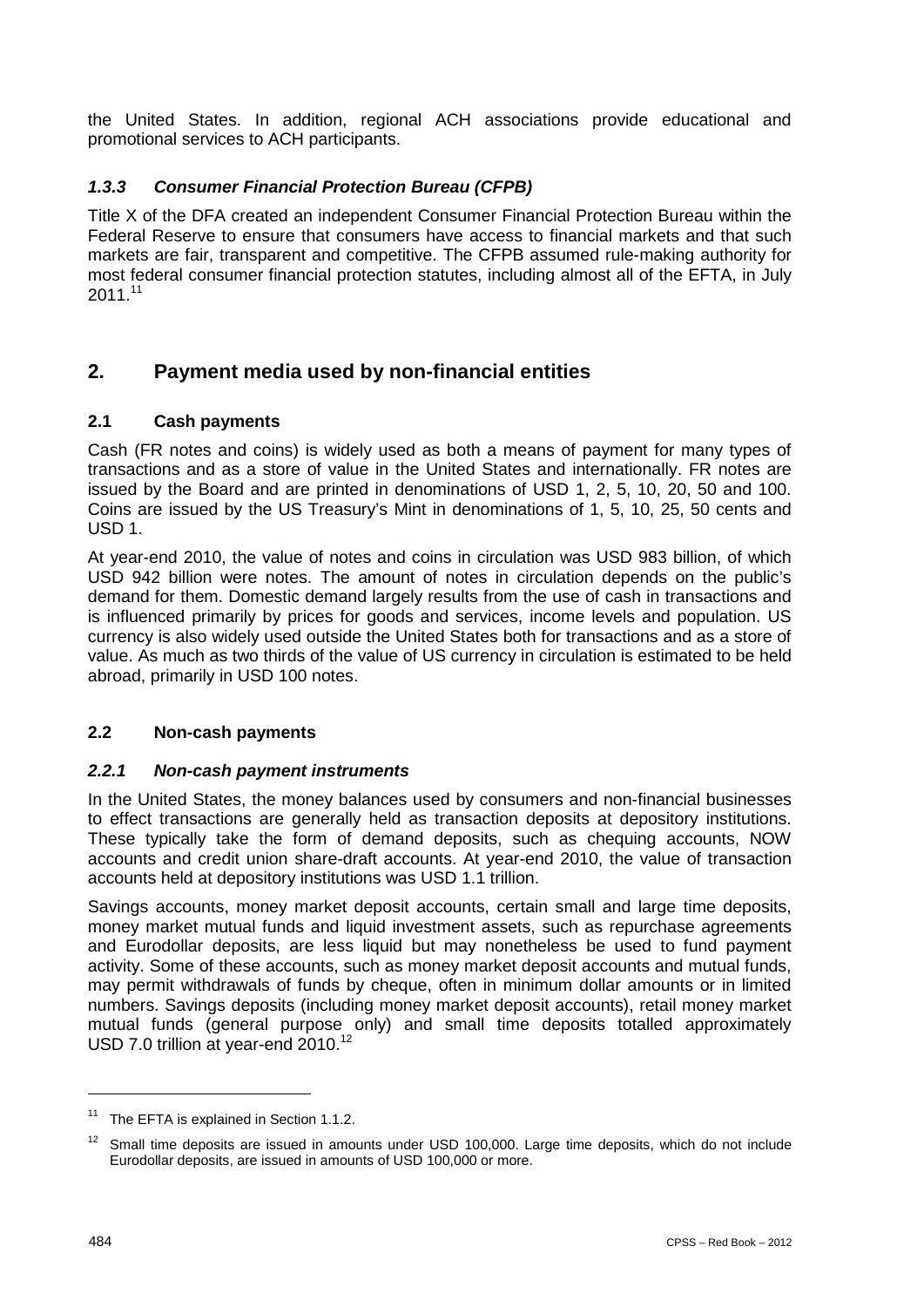the United States. In addition, regional ACH associations provide educational and promotional services to ACH participants.

### *1.3.3 Consumer Financial Protection Bureau (CFPB)*

Title X of the DFA created an independent Consumer Financial Protection Bureau within the Federal Reserve to ensure that consumers have access to financial markets and that such markets are fair, transparent and competitive. The CFPB assumed rule-making authority for most federal consumer financial protection statutes, including almost all of the EFTA, in July 2011.[11]

## 2. Payment media used by non-financial entities

### 2.1 Cash payments

Cash (FR notes and coins) is widely used as both a means of payment for many types of transactions and as a store of value in the United States and internationally. FR notes are issued by the Board and are printed in denominations of USD 1, 2, 5, 10, 20, 50 and 100. Coins are issued by the US Treasury's Mint in denominations of 1, 5, 10, 25, 50 cents and USD 1.

At year-end 2010, the value of notes and coins in circulation was USD 983 billion, of which USD 942 billion were notes. The amount of notes in circulation depends on the public's demand for them. Domestic demand largely results from the use of cash in transactions and is influenced primarily by prices for goods and services, income levels and population. US currency is also widely used outside the United States both for transactions and as a store of value. As much as two thirds of the value of US currency in circulation is estimated to be held abroad, primarily in USD 100 notes.

### 2.2 Non-cash payments

#### *2.2.1 Non-cash payment instruments*

In the United States, the money balances used by consumers and non-financial businesses to effect transactions are generally held as transaction deposits at depository institutions. These typically take the form of demand deposits, such as chequing accounts, NOW accounts and credit union share-draft accounts. At year-end 2010, the value of transaction accounts held at depository institutions was USD 1.1 trillion.

Savings accounts, money market deposit accounts, certain small and large time deposits, money market mutual funds and liquid investment assets, such as repurchase agreements and Eurodollar deposits, are less liquid but may nonetheless be used to fund payment activity. Some of these accounts, such as money market deposit accounts and mutual funds, may permit withdrawals of funds by cheque, often in minimum dollar amounts or in limited numbers. Savings deposits (including money market deposit accounts), retail money market mutual funds (general purpose only) and small time deposits totalled approximately USD 7.0 trillion at year-end 2010.[12]

---

[11] The EFTA is explained in Section 1.1.2.

[12] Small time deposits are issued in amounts under USD 100,000. Large time deposits, which do not include Eurodollar deposits, are issued in amounts of USD 100,000 or more.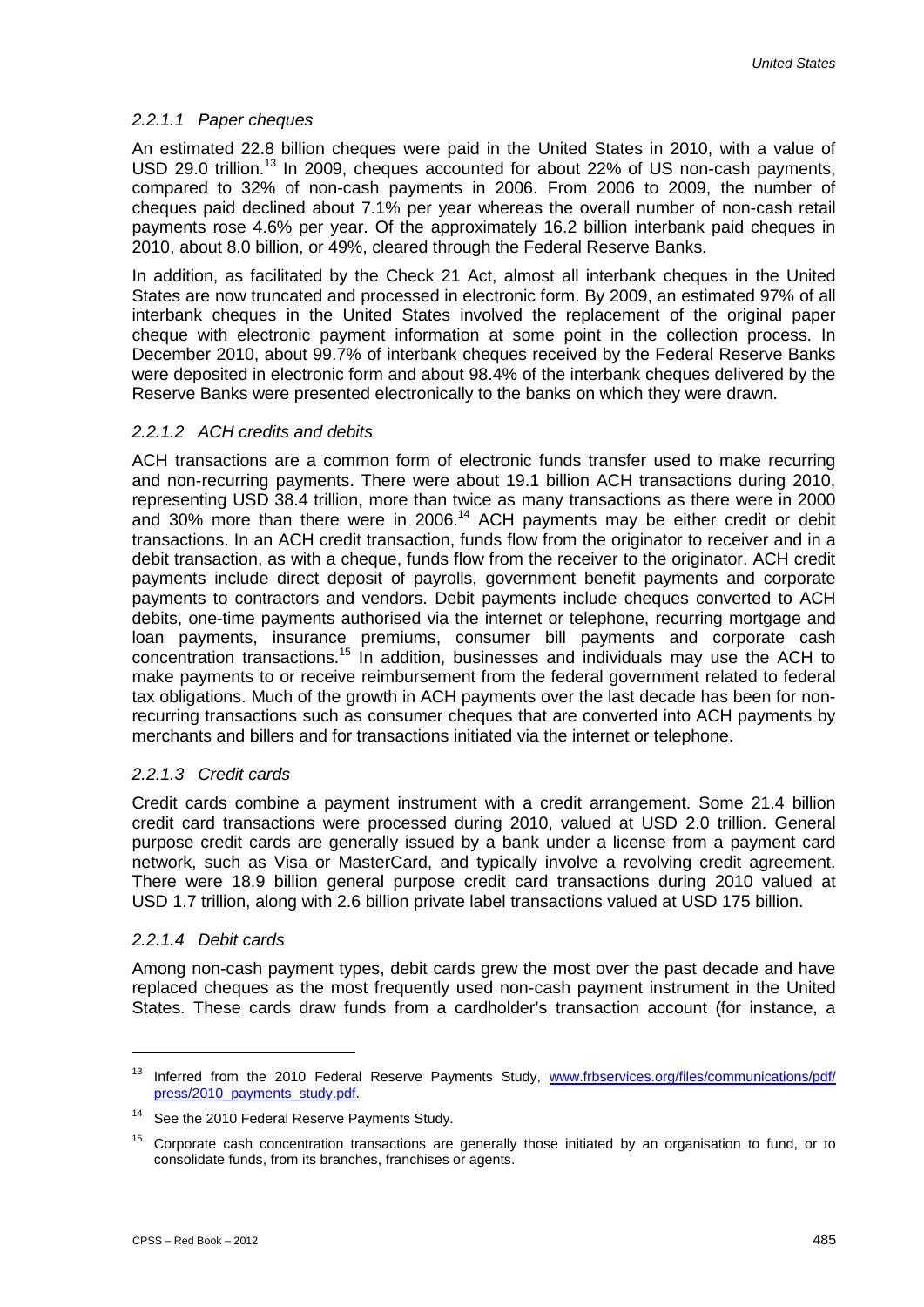#### 2.2.1.1 Paper cheques

An estimated 22.8 billion cheques were paid in the United States in 2010, with a value of USD 29.0 trillion.[13] In 2009, cheques accounted for about 22% of US non-cash payments, compared to 32% of non-cash payments in 2006. From 2006 to 2009, the number of cheques paid declined about 7.1% per year whereas the overall number of non-cash retail payments rose 4.6% per year. Of the approximately 16.2 billion interbank paid cheques in 2010, about 8.0 billion, or 49%, cleared through the Federal Reserve Banks.

In addition, as facilitated by the Check 21 Act, almost all interbank cheques in the United States are now truncated and processed in electronic form. By 2009, an estimated 97% of all interbank cheques in the United States involved the replacement of the original paper cheque with electronic payment information at some point in the collection process. In December 2010, about 99.7% of interbank cheques received by the Federal Reserve Banks were deposited in electronic form and about 98.4% of the interbank cheques delivered by the Reserve Banks were presented electronically to the banks on which they were drawn.

#### 2.2.1.2 ACH credits and debits

ACH transactions are a common form of electronic funds transfer used to make recurring and non-recurring payments. There were about 19.1 billion ACH transactions during 2010, representing USD 38.4 trillion, more than twice as many transactions as there were in 2000 and 30% more than there were in 2006.[14] ACH payments may be either credit or debit transactions. In an ACH credit transaction, funds flow from the originator to receiver and in a debit transaction, as with a cheque, funds flow from the receiver to the originator. ACH credit payments include direct deposit of payrolls, government benefit payments and corporate payments to contractors and vendors. Debit payments include cheques converted to ACH debits, one-time payments authorised via the internet or telephone, recurring mortgage and loan payments, insurance premiums, consumer bill payments and corporate cash concentration transactions.[15] In addition, businesses and individuals may use the ACH to make payments to or receive reimbursement from the federal government related to federal tax obligations. Much of the growth in ACH payments over the last decade has been for non-recurring transactions such as consumer cheques that are converted into ACH payments by merchants and billers and for transactions initiated via the internet or telephone.

#### 2.2.1.3 Credit cards

Credit cards combine a payment instrument with a credit arrangement. Some 21.4 billion credit card transactions were processed during 2010, valued at USD 2.0 trillion. General purpose credit cards are generally issued by a bank under a license from a payment card network, such as Visa or MasterCard, and typically involve a revolving credit agreement. There were 18.9 billion general purpose credit card transactions during 2010 valued at USD 1.7 trillion, along with 2.6 billion private label transactions valued at USD 175 billion.

#### 2.2.1.4 Debit cards

Among non-cash payment types, debit cards grew the most over the past decade and have replaced cheques as the most frequently used non-cash payment instrument in the United States. These cards draw funds from a cardholder's transaction account (for instance, a

---

[13] Inferred from the 2010 Federal Reserve Payments Study, [www.frbservices.org/files/communications/pdf/press/2010_payments_study.pdf](www.frbservices.org/files/communications/pdf/press/2010_payments_study.pdf).

[14] See the 2010 Federal Reserve Payments Study.

[15] Corporate cash concentration transactions are generally those initiated by an organisation to fund, or to consolidate funds, from its branches, franchises or agents.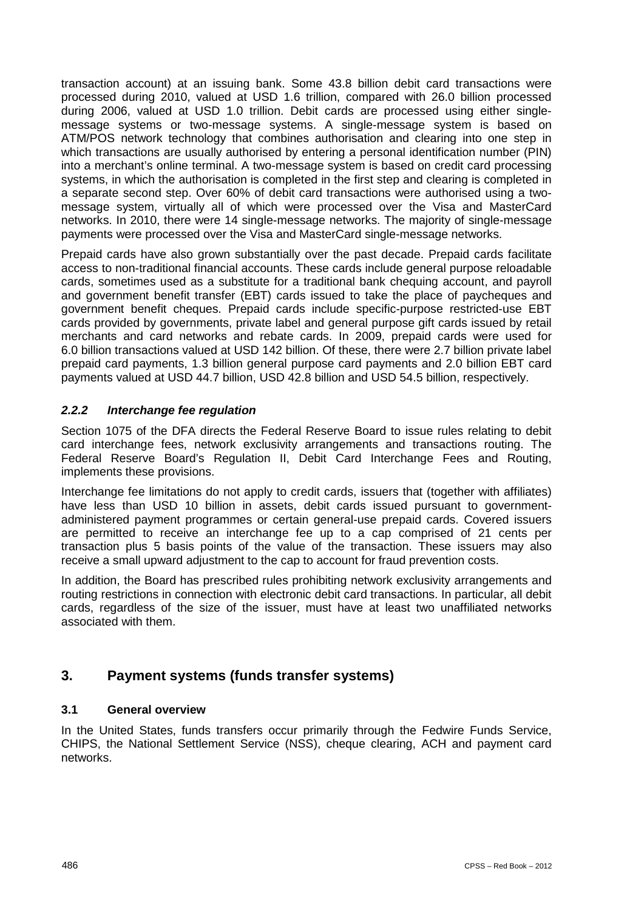transaction account) at an issuing bank. Some 43.8 billion debit card transactions were processed during 2010, valued at USD 1.6 trillion, compared with 26.0 billion processed during 2006, valued at USD 1.0 trillion. Debit cards are processed using either single-message systems or two-message systems. A single-message system is based on ATM/POS network technology that combines authorisation and clearing into one step in which transactions are usually authorised by entering a personal identification number (PIN) into a merchant's online terminal. A two-message system is based on credit card processing systems, in which the authorisation is completed in the first step and clearing is completed in a separate second step. Over 60% of debit card transactions were authorised using a two-message system, virtually all of which were processed over the Visa and MasterCard networks. In 2010, there were 14 single-message networks. The majority of single-message payments were processed over the Visa and MasterCard single-message networks.

Prepaid cards have also grown substantially over the past decade. Prepaid cards facilitate access to non-traditional financial accounts. These cards include general purpose reloadable cards, sometimes used as a substitute for a traditional bank chequing account, and payroll and government benefit transfer (EBT) cards issued to take the place of paycheques and government benefit cheques. Prepaid cards include specific-purpose restricted-use EBT cards provided by governments, private label and general purpose gift cards issued by retail merchants and card networks and rebate cards. In 2009, prepaid cards were used for 6.0 billion transactions valued at USD 142 billion. Of these, there were 2.7 billion private label prepaid card payments, 1.3 billion general purpose card payments and 2.0 billion EBT card payments valued at USD 44.7 billion, USD 42.8 billion and USD 54.5 billion, respectively.

#### *2.2.2 Interchange fee regulation*

Section 1075 of the DFA directs the Federal Reserve Board to issue rules relating to debit card interchange fees, network exclusivity arrangements and transactions routing. The Federal Reserve Board's Regulation II, Debit Card Interchange Fees and Routing, implements these provisions.

Interchange fee limitations do not apply to credit cards, issuers that (together with affiliates) have less than USD 10 billion in assets, debit cards issued pursuant to government-administered payment programmes or certain general-use prepaid cards. Covered issuers are permitted to receive an interchange fee up to a cap comprised of 21 cents per transaction plus 5 basis points of the value of the transaction. These issuers may also receive a small upward adjustment to the cap to account for fraud prevention costs.

In addition, the Board has prescribed rules prohibiting network exclusivity arrangements and routing restrictions in connection with electronic debit card transactions. In particular, all debit cards, regardless of the size of the issuer, must have at least two unaffiliated networks associated with them.

## 3. Payment systems (funds transfer systems)

### 3.1 General overview

In the United States, funds transfers occur primarily through the Fedwire Funds Service, CHIPS, the National Settlement Service (NSS), cheque clearing, ACH and payment card networks.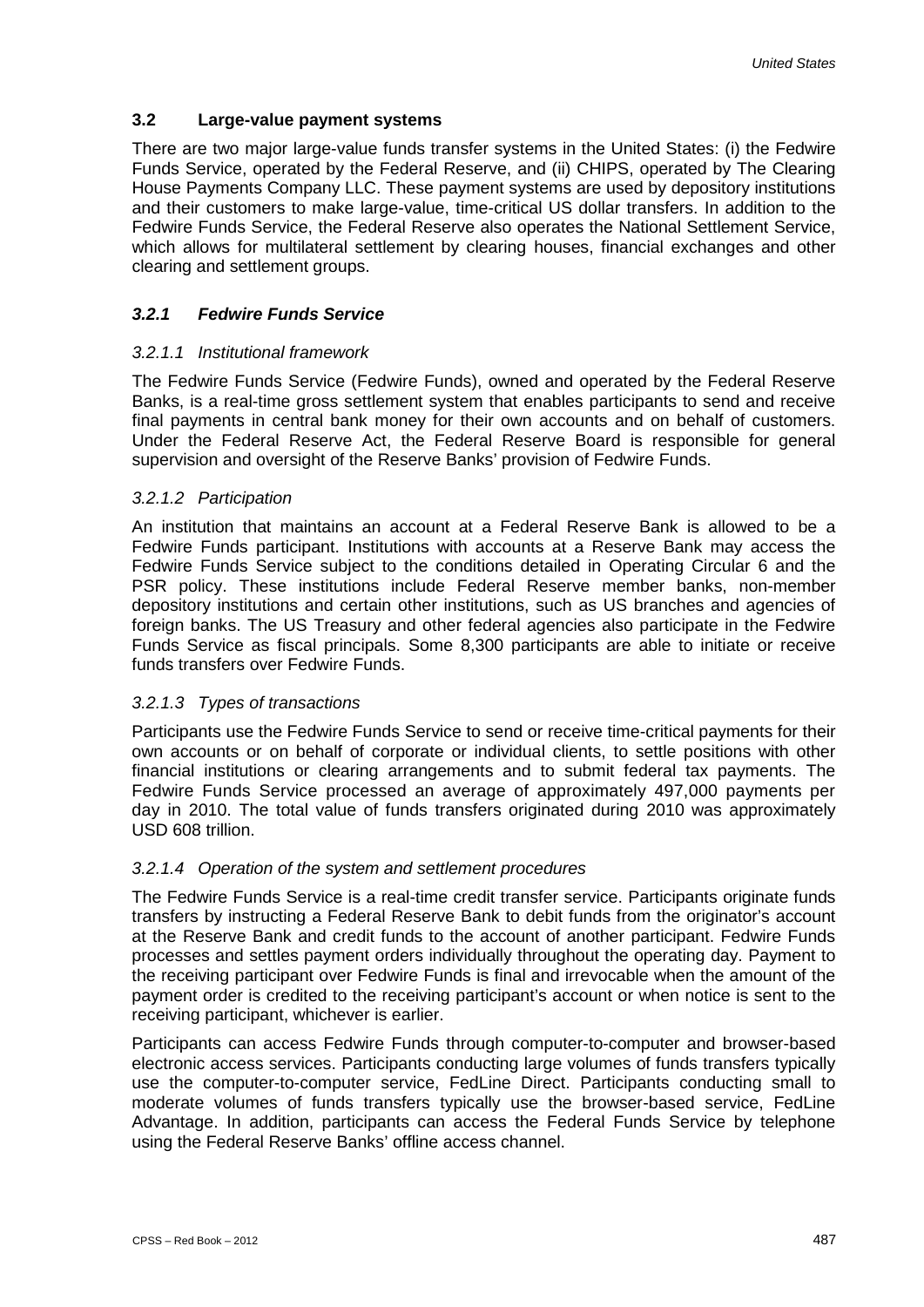## 3.2 Large-value payment systems

There are two major large-value funds transfer systems in the United States: (i) the Fedwire Funds Service, operated by the Federal Reserve, and (ii) CHIPS, operated by The Clearing House Payments Company LLC. These payment systems are used by depository institutions and their customers to make large-value, time-critical US dollar transfers. In addition to the Fedwire Funds Service, the Federal Reserve also operates the National Settlement Service, which allows for multilateral settlement by clearing houses, financial exchanges and other clearing and settlement groups.

### *3.2.1 Fedwire Funds Service*

#### *3.2.1.1 Institutional framework*

The Fedwire Funds Service (Fedwire Funds), owned and operated by the Federal Reserve Banks, is a real-time gross settlement system that enables participants to send and receive final payments in central bank money for their own accounts and on behalf of customers. Under the Federal Reserve Act, the Federal Reserve Board is responsible for general supervision and oversight of the Reserve Banks' provision of Fedwire Funds.

#### *3.2.1.2 Participation*

An institution that maintains an account at a Federal Reserve Bank is allowed to be a Fedwire Funds participant. Institutions with accounts at a Reserve Bank may access the Fedwire Funds Service subject to the conditions detailed in Operating Circular 6 and the PSR policy. These institutions include Federal Reserve member banks, non-member depository institutions and certain other institutions, such as US branches and agencies of foreign banks. The US Treasury and other federal agencies also participate in the Fedwire Funds Service as fiscal principals. Some 8,300 participants are able to initiate or receive funds transfers over Fedwire Funds.

#### *3.2.1.3 Types of transactions*

Participants use the Fedwire Funds Service to send or receive time-critical payments for their own accounts or on behalf of corporate or individual clients, to settle positions with other financial institutions or clearing arrangements and to submit federal tax payments. The Fedwire Funds Service processed an average of approximately 497,000 payments per day in 2010. The total value of funds transfers originated during 2010 was approximately USD 608 trillion.

#### *3.2.1.4 Operation of the system and settlement procedures*

The Fedwire Funds Service is a real-time credit transfer service. Participants originate funds transfers by instructing a Federal Reserve Bank to debit funds from the originator's account at the Reserve Bank and credit funds to the account of another participant. Fedwire Funds processes and settles payment orders individually throughout the operating day. Payment to the receiving participant over Fedwire Funds is final and irrevocable when the amount of the payment order is credited to the receiving participant's account or when notice is sent to the receiving participant, whichever is earlier.

Participants can access Fedwire Funds through computer-to-computer and browser-based electronic access services. Participants conducting large volumes of funds transfers typically use the computer-to-computer service, FedLine Direct. Participants conducting small to moderate volumes of funds transfers typically use the browser-based service, FedLine Advantage. In addition, participants can access the Federal Funds Service by telephone using the Federal Reserve Banks' offline access channel.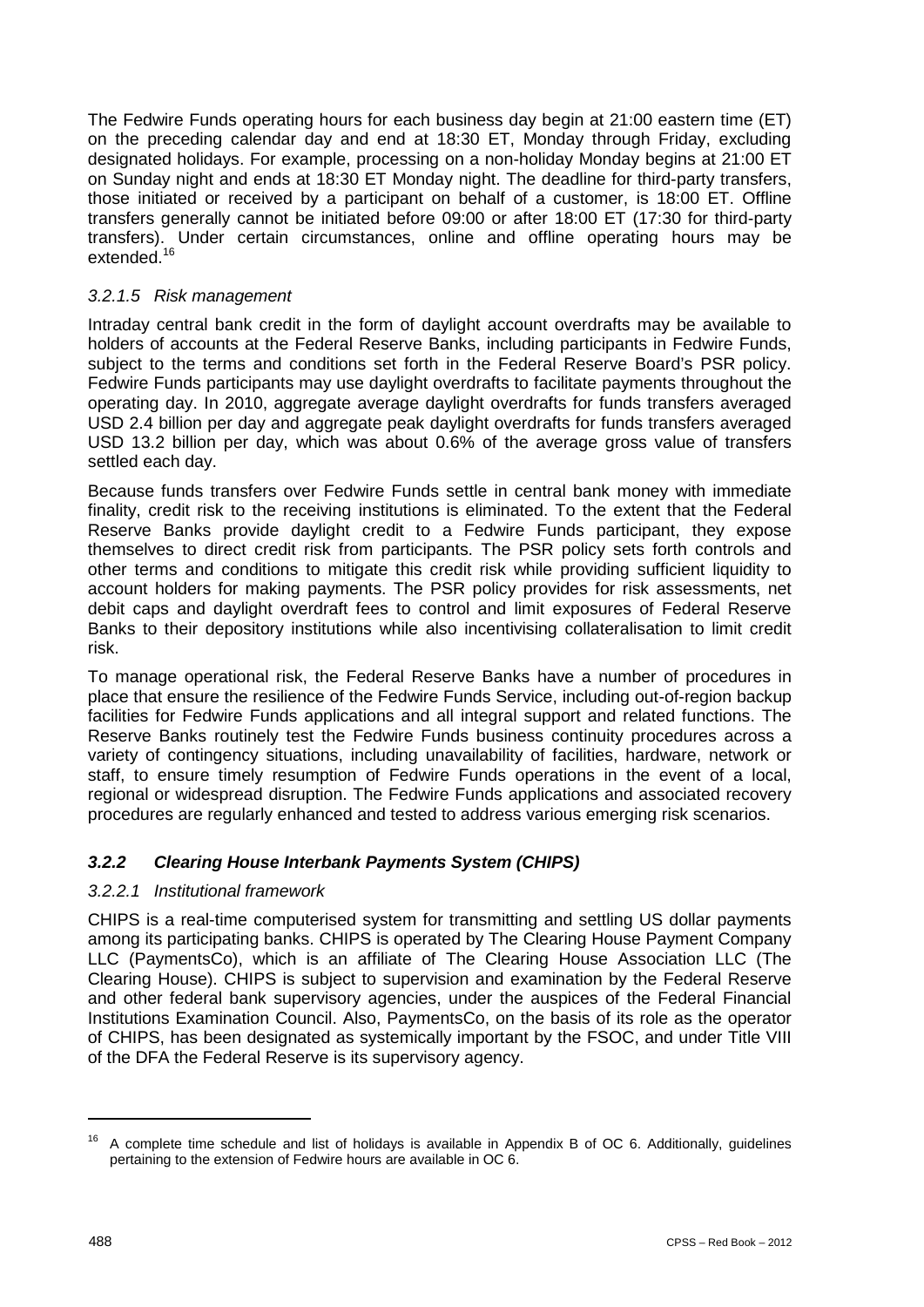The Fedwire Funds operating hours for each business day begin at 21:00 eastern time (ET) on the preceding calendar day and end at 18:30 ET, Monday through Friday, excluding designated holidays. For example, processing on a non-holiday Monday begins at 21:00 ET on Sunday night and ends at 18:30 ET Monday night. The deadline for third-party transfers, those initiated or received by a participant on behalf of a customer, is 18:00 ET. Offline transfers generally cannot be initiated before 09:00 or after 18:00 ET (17:30 for third-party transfers). Under certain circumstances, online and offline operating hours may be extended.[16]

#### *3.2.1.5 Risk management*

Intraday central bank credit in the form of daylight account overdrafts may be available to holders of accounts at the Federal Reserve Banks, including participants in Fedwire Funds, subject to the terms and conditions set forth in the Federal Reserve Board's PSR policy. Fedwire Funds participants may use daylight overdrafts to facilitate payments throughout the operating day. In 2010, aggregate average daylight overdrafts for funds transfers averaged USD 2.4 billion per day and aggregate peak daylight overdrafts for funds transfers averaged USD 13.2 billion per day, which was about 0.6% of the average gross value of transfers settled each day.

Because funds transfers over Fedwire Funds settle in central bank money with immediate finality, credit risk to the receiving institutions is eliminated. To the extent that the Federal Reserve Banks provide daylight credit to a Fedwire Funds participant, they expose themselves to direct credit risk from participants. The PSR policy sets forth controls and other terms and conditions to mitigate this credit risk while providing sufficient liquidity to account holders for making payments. The PSR policy provides for risk assessments, net debit caps and daylight overdraft fees to control and limit exposures of Federal Reserve Banks to their depository institutions while also incentivising collateralisation to limit credit risk.

To manage operational risk, the Federal Reserve Banks have a number of procedures in place that ensure the resilience of the Fedwire Funds Service, including out-of-region backup facilities for Fedwire Funds applications and all integral support and related functions. The Reserve Banks routinely test the Fedwire Funds business continuity procedures across a variety of contingency situations, including unavailability of facilities, hardware, network or staff, to ensure timely resumption of Fedwire Funds operations in the event of a local, regional or widespread disruption. The Fedwire Funds applications and associated recovery procedures are regularly enhanced and tested to address various emerging risk scenarios.

### ***3.2.2 Clearing House Interbank Payments System (CHIPS)***

#### *3.2.2.1 Institutional framework*

CHIPS is a real-time computerised system for transmitting and settling US dollar payments among its participating banks. CHIPS is operated by The Clearing House Payment Company LLC (PaymentsCo), which is an affiliate of The Clearing House Association LLC (The Clearing House). CHIPS is subject to supervision and examination by the Federal Reserve and other federal bank supervisory agencies, under the auspices of the Federal Financial Institutions Examination Council. Also, PaymentsCo, on the basis of its role as the operator of CHIPS, has been designated as systemically important by the FSOC, and under Title VIII of the DFA the Federal Reserve is its supervisory agency.

---

[16] A complete time schedule and list of holidays is available in Appendix B of OC 6. Additionally, guidelines pertaining to the extension of Fedwire hours are available in OC 6.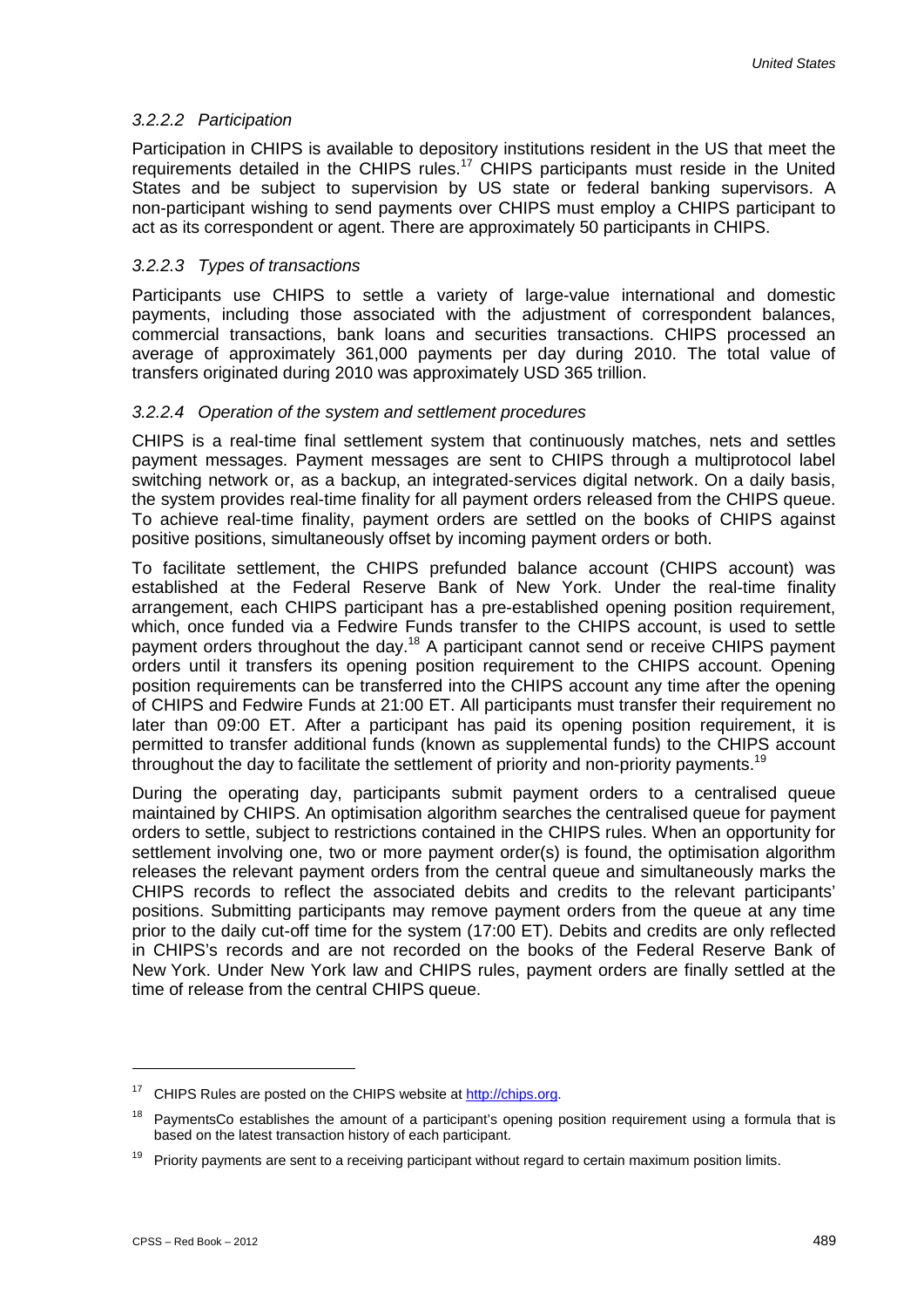#### *3.2.2.2 Participation*

Participation in CHIPS is available to depository institutions resident in the US that meet the requirements detailed in the CHIPS rules.[17] CHIPS participants must reside in the United States and be subject to supervision by US state or federal banking supervisors. A non-participant wishing to send payments over CHIPS must employ a CHIPS participant to act as its correspondent or agent. There are approximately 50 participants in CHIPS.

#### *3.2.2.3 Types of transactions*

Participants use CHIPS to settle a variety of large-value international and domestic payments, including those associated with the adjustment of correspondent balances, commercial transactions, bank loans and securities transactions. CHIPS processed an average of approximately 361,000 payments per day during 2010. The total value of transfers originated during 2010 was approximately USD 365 trillion.

#### *3.2.2.4 Operation of the system and settlement procedures*

CHIPS is a real-time final settlement system that continuously matches, nets and settles payment messages. Payment messages are sent to CHIPS through a multiprotocol label switching network or, as a backup, an integrated-services digital network. On a daily basis, the system provides real-time finality for all payment orders released from the CHIPS queue. To achieve real-time finality, payment orders are settled on the books of CHIPS against positive positions, simultaneously offset by incoming payment orders or both.

To facilitate settlement, the CHIPS prefunded balance account (CHIPS account) was established at the Federal Reserve Bank of New York. Under the real-time finality arrangement, each CHIPS participant has a pre-established opening position requirement, which, once funded via a Fedwire Funds transfer to the CHIPS account, is used to settle payment orders throughout the day.[18] A participant cannot send or receive CHIPS payment orders until it transfers its opening position requirement to the CHIPS account. Opening position requirements can be transferred into the CHIPS account any time after the opening of CHIPS and Fedwire Funds at 21:00 ET. All participants must transfer their requirement no later than 09:00 ET. After a participant has paid its opening position requirement, it is permitted to transfer additional funds (known as supplemental funds) to the CHIPS account throughout the day to facilitate the settlement of priority and non-priority payments.[19]

During the operating day, participants submit payment orders to a centralised queue maintained by CHIPS. An optimisation algorithm searches the centralised queue for payment orders to settle, subject to restrictions contained in the CHIPS rules. When an opportunity for settlement involving one, two or more payment order(s) is found, the optimisation algorithm releases the relevant payment orders from the central queue and simultaneously marks the CHIPS records to reflect the associated debits and credits to the relevant participants' positions. Submitting participants may remove payment orders from the queue at any time prior to the daily cut-off time for the system (17:00 ET). Debits and credits are only reflected in CHIPS's records and are not recorded on the books of the Federal Reserve Bank of New York. Under New York law and CHIPS rules, payment orders are finally settled at the time of release from the central CHIPS queue.

---

[17] CHIPS Rules are posted on the CHIPS website at http://chips.org.

[18] PaymentsCo establishes the amount of a participant's opening position requirement using a formula that is based on the latest transaction history of each participant.

[19] Priority payments are sent to a receiving participant without regard to certain maximum position limits.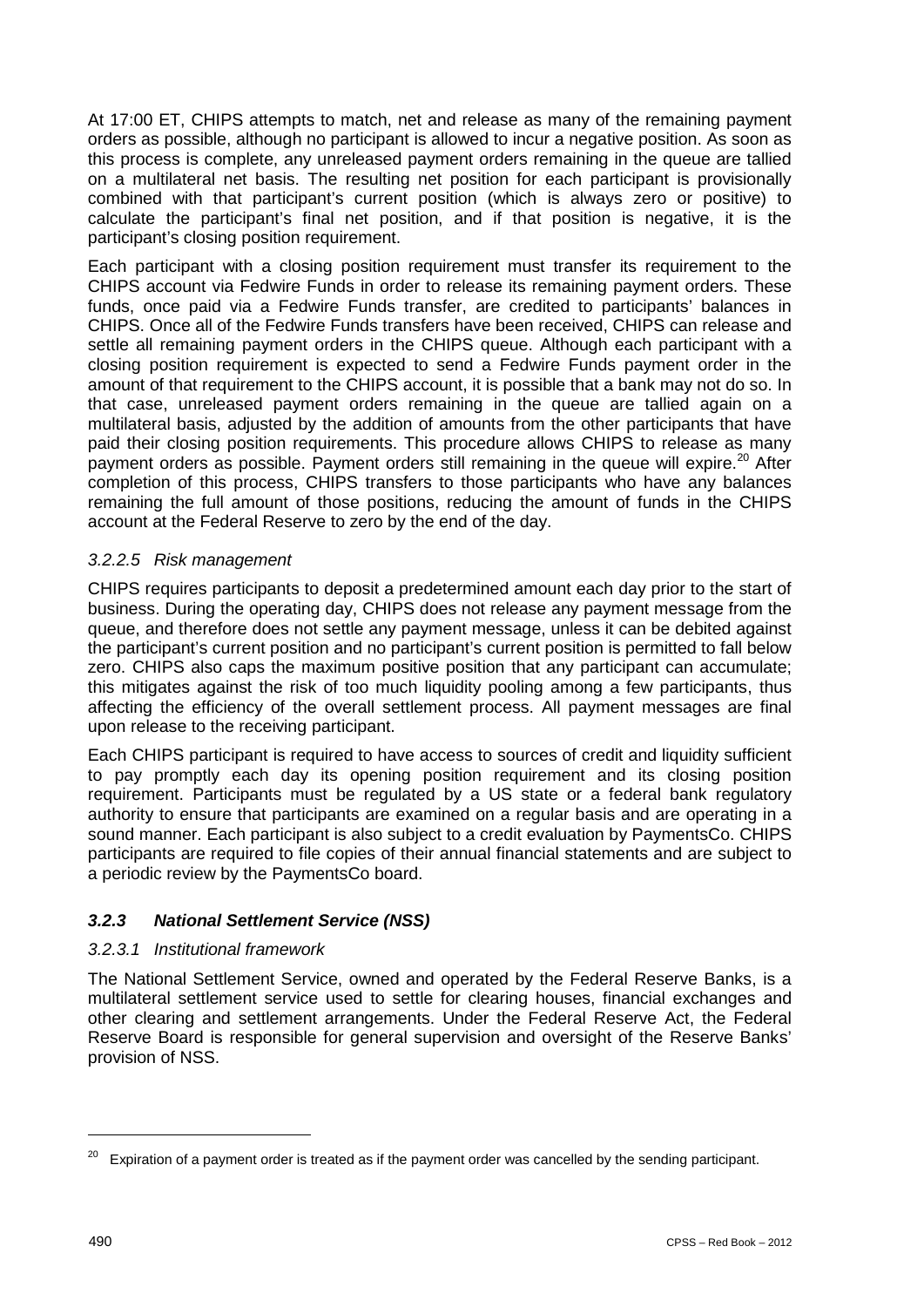At 17:00 ET, CHIPS attempts to match, net and release as many of the remaining payment orders as possible, although no participant is allowed to incur a negative position. As soon as this process is complete, any unreleased payment orders remaining in the queue are tallied on a multilateral net basis. The resulting net position for each participant is provisionally combined with that participant's current position (which is always zero or positive) to calculate the participant's final net position, and if that position is negative, it is the participant's closing position requirement.

Each participant with a closing position requirement must transfer its requirement to the CHIPS account via Fedwire Funds in order to release its remaining payment orders. These funds, once paid via a Fedwire Funds transfer, are credited to participants' balances in CHIPS. Once all of the Fedwire Funds transfers have been received, CHIPS can release and settle all remaining payment orders in the CHIPS queue. Although each participant with a closing position requirement is expected to send a Fedwire Funds payment order in the amount of that requirement to the CHIPS account, it is possible that a bank may not do so. In that case, unreleased payment orders remaining in the queue are tallied again on a multilateral basis, adjusted by the addition of amounts from the other participants that have paid their closing position requirements. This procedure allows CHIPS to release as many payment orders as possible. Payment orders still remaining in the queue will expire.[20] After completion of this process, CHIPS transfers to those participants who have any balances remaining the full amount of those positions, reducing the amount of funds in the CHIPS account at the Federal Reserve to zero by the end of the day.

#### *3.2.2.5 Risk management*

CHIPS requires participants to deposit a predetermined amount each day prior to the start of business. During the operating day, CHIPS does not release any payment message from the queue, and therefore does not settle any payment message, unless it can be debited against the participant's current position and no participant's current position is permitted to fall below zero. CHIPS also caps the maximum positive position that any participant can accumulate; this mitigates against the risk of too much liquidity pooling among a few participants, thus affecting the efficiency of the overall settlement process. All payment messages are final upon release to the receiving participant.

Each CHIPS participant is required to have access to sources of credit and liquidity sufficient to pay promptly each day its opening position requirement and its closing position requirement. Participants must be regulated by a US state or a federal bank regulatory authority to ensure that participants are examined on a regular basis and are operating in a sound manner. Each participant is also subject to a credit evaluation by PaymentsCo. CHIPS participants are required to file copies of their annual financial statements and are subject to a periodic review by the PaymentsCo board.

### *3.2.3 National Settlement Service (NSS)*

#### *3.2.3.1 Institutional framework*

The National Settlement Service, owned and operated by the Federal Reserve Banks, is a multilateral settlement service used to settle for clearing houses, financial exchanges and other clearing and settlement arrangements. Under the Federal Reserve Act, the Federal Reserve Board is responsible for general supervision and oversight of the Reserve Banks' provision of NSS.

---

[20] Expiration of a payment order is treated as if the payment order was cancelled by the sending participant.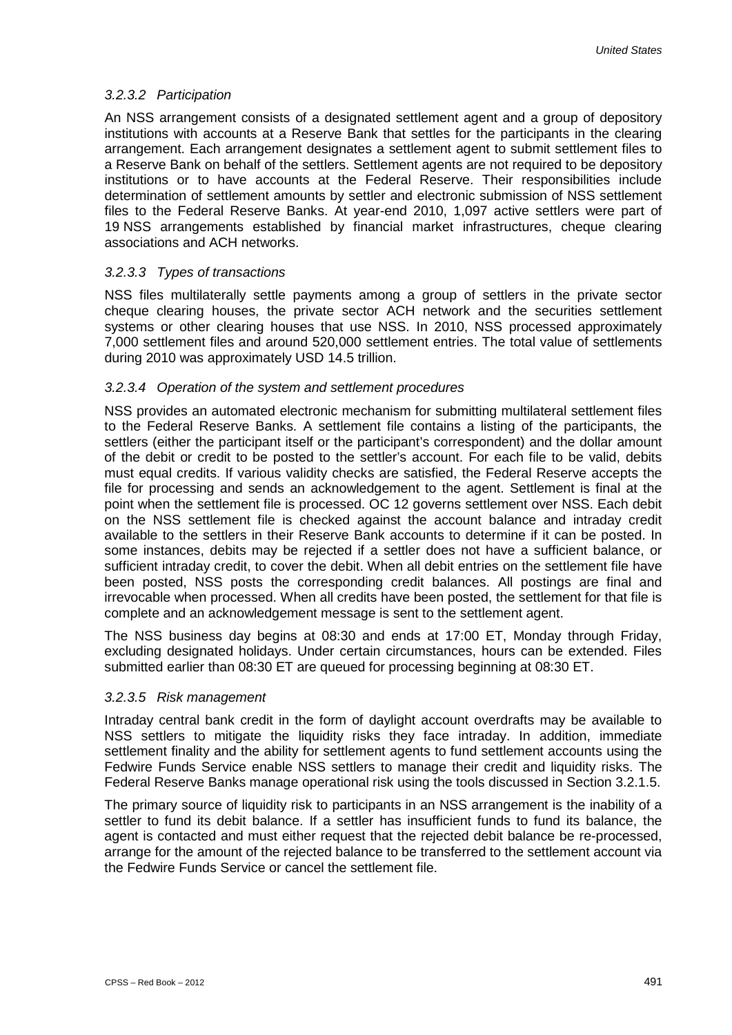#### *3.2.3.2 Participation*

An NSS arrangement consists of a designated settlement agent and a group of depository institutions with accounts at a Reserve Bank that settles for the participants in the clearing arrangement. Each arrangement designates a settlement agent to submit settlement files to a Reserve Bank on behalf of the settlers. Settlement agents are not required to be depository institutions or to have accounts at the Federal Reserve. Their responsibilities include determination of settlement amounts by settler and electronic submission of NSS settlement files to the Federal Reserve Banks. At year-end 2010, 1,097 active settlers were part of 19 NSS arrangements established by financial market infrastructures, cheque clearing associations and ACH networks.

#### *3.2.3.3 Types of transactions*

NSS files multilaterally settle payments among a group of settlers in the private sector cheque clearing houses, the private sector ACH network and the securities settlement systems or other clearing houses that use NSS. In 2010, NSS processed approximately 7,000 settlement files and around 520,000 settlement entries. The total value of settlements during 2010 was approximately USD 14.5 trillion.

#### *3.2.3.4 Operation of the system and settlement procedures*

NSS provides an automated electronic mechanism for submitting multilateral settlement files to the Federal Reserve Banks. A settlement file contains a listing of the participants, the settlers (either the participant itself or the participant's correspondent) and the dollar amount of the debit or credit to be posted to the settler's account. For each file to be valid, debits must equal credits. If various validity checks are satisfied, the Federal Reserve accepts the file for processing and sends an acknowledgement to the agent. Settlement is final at the point when the settlement file is processed. OC 12 governs settlement over NSS. Each debit on the NSS settlement file is checked against the account balance and intraday credit available to the settlers in their Reserve Bank accounts to determine if it can be posted. In some instances, debits may be rejected if a settler does not have a sufficient balance, or sufficient intraday credit, to cover the debit. When all debit entries on the settlement file have been posted, NSS posts the corresponding credit balances. All postings are final and irrevocable when processed. When all credits have been posted, the settlement for that file is complete and an acknowledgement message is sent to the settlement agent.

The NSS business day begins at 08:30 and ends at 17:00 ET, Monday through Friday, excluding designated holidays. Under certain circumstances, hours can be extended. Files submitted earlier than 08:30 ET are queued for processing beginning at 08:30 ET.

#### *3.2.3.5 Risk management*

Intraday central bank credit in the form of daylight account overdrafts may be available to NSS settlers to mitigate the liquidity risks they face intraday. In addition, immediate settlement finality and the ability for settlement agents to fund settlement accounts using the Fedwire Funds Service enable NSS settlers to manage their credit and liquidity risks. The Federal Reserve Banks manage operational risk using the tools discussed in Section 3.2.1.5.

The primary source of liquidity risk to participants in an NSS arrangement is the inability of a settler to fund its debit balance. If a settler has insufficient funds to fund its balance, the agent is contacted and must either request that the rejected debit balance be re-processed, arrange for the amount of the rejected balance to be transferred to the settlement account via the Fedwire Funds Service or cancel the settlement file.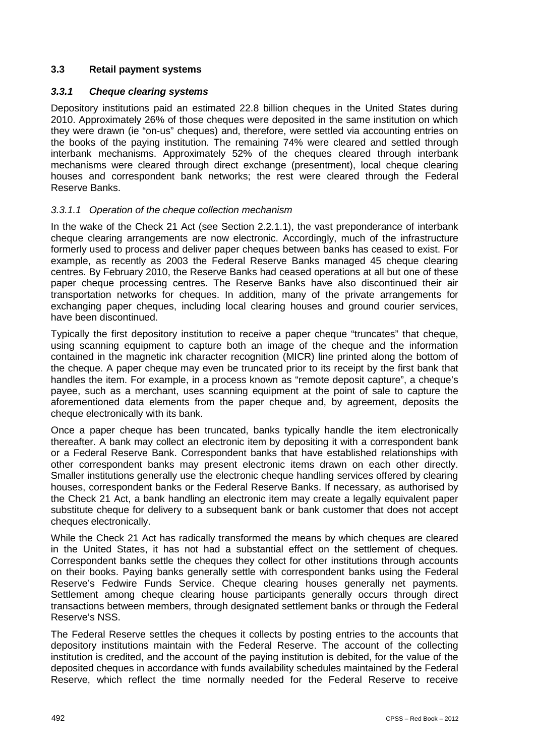## 3.3 Retail payment systems

### *3.3.1 Cheque clearing systems*

Depository institutions paid an estimated 22.8 billion cheques in the United States during 2010. Approximately 26% of those cheques were deposited in the same institution on which they were drawn (ie "on-us" cheques) and, therefore, were settled via accounting entries on the books of the paying institution. The remaining 74% were cleared and settled through interbank mechanisms. Approximately 52% of the cheques cleared through interbank mechanisms were cleared through direct exchange (presentment), local cheque clearing houses and correspondent bank networks; the rest were cleared through the Federal Reserve Banks.

#### *3.3.1.1 Operation of the cheque collection mechanism*

In the wake of the Check 21 Act (see Section 2.2.1.1), the vast preponderance of interbank cheque clearing arrangements are now electronic. Accordingly, much of the infrastructure formerly used to process and deliver paper cheques between banks has ceased to exist. For example, as recently as 2003 the Federal Reserve Banks managed 45 cheque clearing centres. By February 2010, the Reserve Banks had ceased operations at all but one of these paper cheque processing centres. The Reserve Banks have also discontinued their air transportation networks for cheques. In addition, many of the private arrangements for exchanging paper cheques, including local clearing houses and ground courier services, have been discontinued.

Typically the first depository institution to receive a paper cheque "truncates" that cheque, using scanning equipment to capture both an image of the cheque and the information contained in the magnetic ink character recognition (MICR) line printed along the bottom of the cheque. A paper cheque may even be truncated prior to its receipt by the first bank that handles the item. For example, in a process known as "remote deposit capture", a cheque's payee, such as a merchant, uses scanning equipment at the point of sale to capture the aforementioned data elements from the paper cheque and, by agreement, deposits the cheque electronically with its bank.

Once a paper cheque has been truncated, banks typically handle the item electronically thereafter. A bank may collect an electronic item by depositing it with a correspondent bank or a Federal Reserve Bank. Correspondent banks that have established relationships with other correspondent banks may present electronic items drawn on each other directly. Smaller institutions generally use the electronic cheque handling services offered by clearing houses, correspondent banks or the Federal Reserve Banks. If necessary, as authorised by the Check 21 Act, a bank handling an electronic item may create a legally equivalent paper substitute cheque for delivery to a subsequent bank or bank customer that does not accept cheques electronically.

While the Check 21 Act has radically transformed the means by which cheques are cleared in the United States, it has not had a substantial effect on the settlement of cheques. Correspondent banks settle the cheques they collect for other institutions through accounts on their books. Paying banks generally settle with correspondent banks using the Federal Reserve's Fedwire Funds Service. Cheque clearing houses generally net payments. Settlement among cheque clearing house participants generally occurs through direct transactions between members, through designated settlement banks or through the Federal Reserve's NSS.

The Federal Reserve settles the cheques it collects by posting entries to the accounts that depository institutions maintain with the Federal Reserve. The account of the collecting institution is credited, and the account of the paying institution is debited, for the value of the deposited cheques in accordance with funds availability schedules maintained by the Federal Reserve, which reflect the time normally needed for the Federal Reserve to receive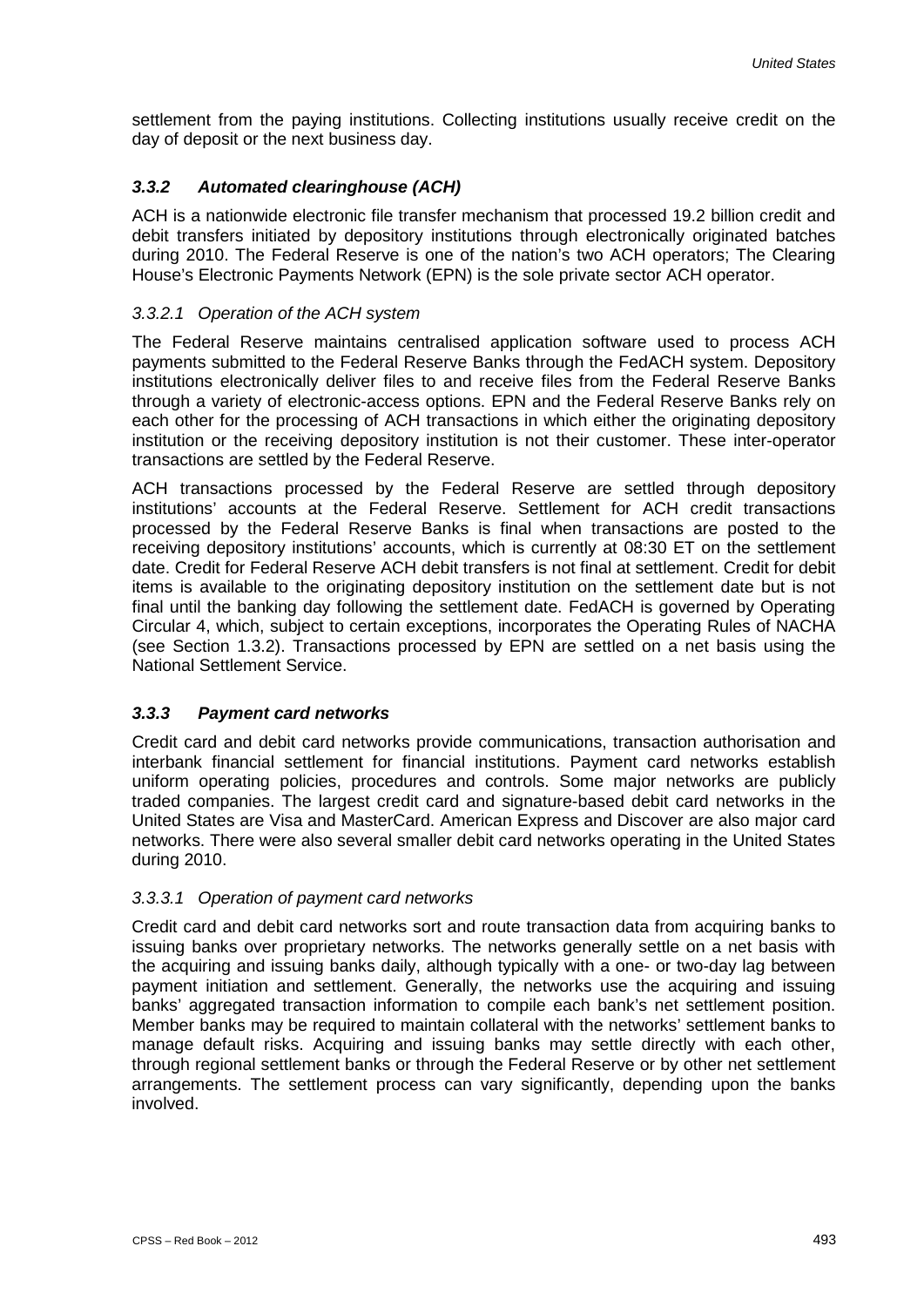settlement from the paying institutions. Collecting institutions usually receive credit on the day of deposit or the next business day.

### *3.3.2 Automated clearinghouse (ACH)*

ACH is a nationwide electronic file transfer mechanism that processed 19.2 billion credit and debit transfers initiated by depository institutions through electronically originated batches during 2010. The Federal Reserve is one of the nation's two ACH operators; The Clearing House's Electronic Payments Network (EPN) is the sole private sector ACH operator.

#### *3.3.2.1 Operation of the ACH system*

The Federal Reserve maintains centralised application software used to process ACH payments submitted to the Federal Reserve Banks through the FedACH system. Depository institutions electronically deliver files to and receive files from the Federal Reserve Banks through a variety of electronic-access options. EPN and the Federal Reserve Banks rely on each other for the processing of ACH transactions in which either the originating depository institution or the receiving depository institution is not their customer. These inter-operator transactions are settled by the Federal Reserve.

ACH transactions processed by the Federal Reserve are settled through depository institutions' accounts at the Federal Reserve. Settlement for ACH credit transactions processed by the Federal Reserve Banks is final when transactions are posted to the receiving depository institutions' accounts, which is currently at 08:30 ET on the settlement date. Credit for Federal Reserve ACH debit transfers is not final at settlement. Credit for debit items is available to the originating depository institution on the settlement date but is not final until the banking day following the settlement date. FedACH is governed by Operating Circular 4, which, subject to certain exceptions, incorporates the Operating Rules of NACHA (see Section 1.3.2). Transactions processed by EPN are settled on a net basis using the National Settlement Service.

### *3.3.3 Payment card networks*

Credit card and debit card networks provide communications, transaction authorisation and interbank financial settlement for financial institutions. Payment card networks establish uniform operating policies, procedures and controls. Some major networks are publicly traded companies. The largest credit card and signature-based debit card networks in the United States are Visa and MasterCard. American Express and Discover are also major card networks. There were also several smaller debit card networks operating in the United States during 2010.

#### *3.3.3.1 Operation of payment card networks*

Credit card and debit card networks sort and route transaction data from acquiring banks to issuing banks over proprietary networks. The networks generally settle on a net basis with the acquiring and issuing banks daily, although typically with a one- or two-day lag between payment initiation and settlement. Generally, the networks use the acquiring and issuing banks' aggregated transaction information to compile each bank's net settlement position. Member banks may be required to maintain collateral with the networks' settlement banks to manage default risks. Acquiring and issuing banks may settle directly with each other, through regional settlement banks or through the Federal Reserve or by other net settlement arrangements. The settlement process can vary significantly, depending upon the banks involved.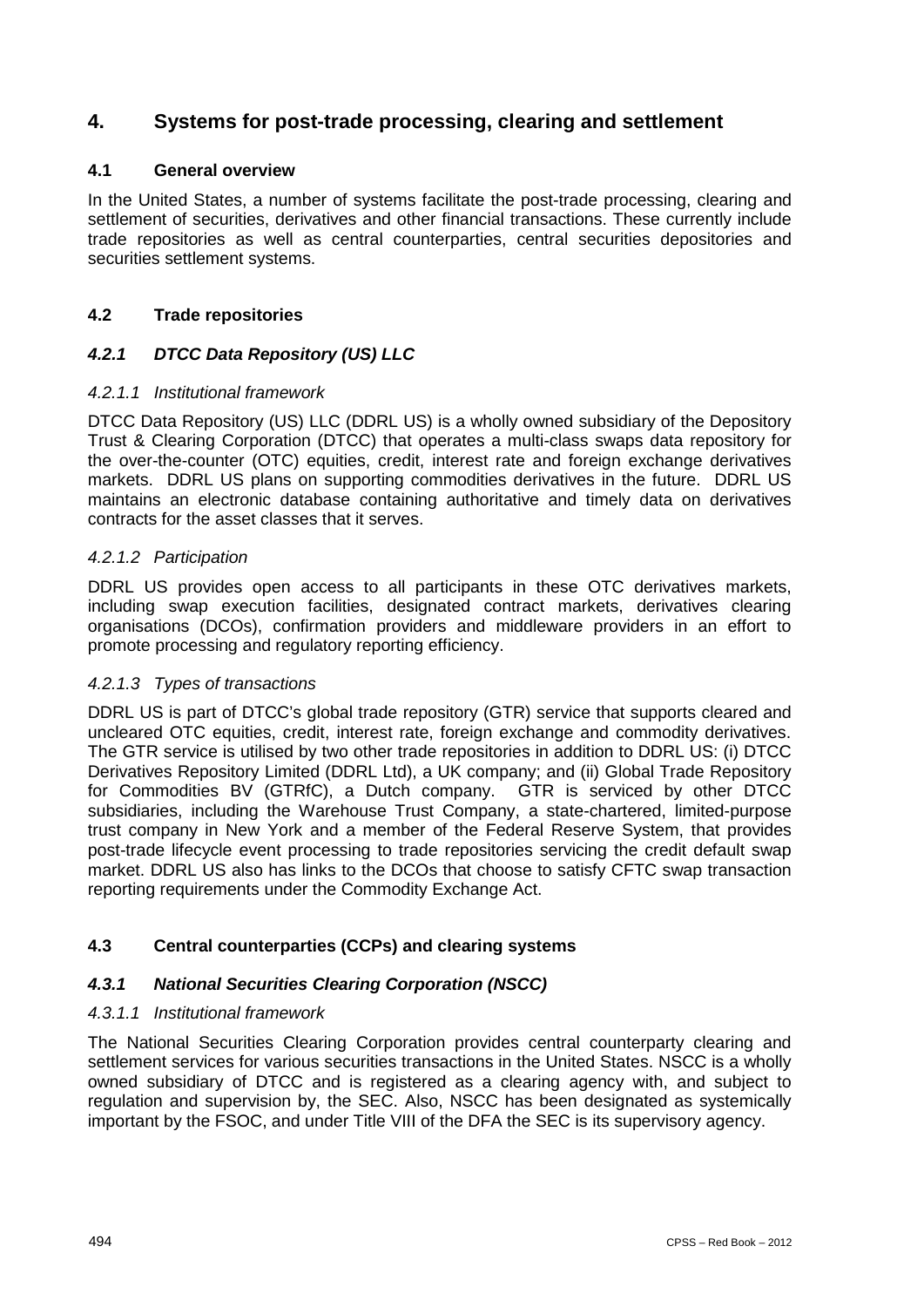## 4. Systems for post-trade processing, clearing and settlement

### 4.1 General overview

In the United States, a number of systems facilitate the post-trade processing, clearing and settlement of securities, derivatives and other financial transactions. These currently include trade repositories as well as central counterparties, central securities depositories and securities settlement systems.

### 4.2 Trade repositories

#### *4.2.1 DTCC Data Repository (US) LLC*

*4.2.1.1 Institutional framework*

DTCC Data Repository (US) LLC (DDRL US) is a wholly owned subsidiary of the Depository Trust & Clearing Corporation (DTCC) that operates a multi-class swaps data repository for the over-the-counter (OTC) equities, credit, interest rate and foreign exchange derivatives markets. DDRL US plans on supporting commodities derivatives in the future. DDRL US maintains an electronic database containing authoritative and timely data on derivatives contracts for the asset classes that it serves.

*4.2.1.2 Participation*

DDRL US provides open access to all participants in these OTC derivatives markets, including swap execution facilities, designated contract markets, derivatives clearing organisations (DCOs), confirmation providers and middleware providers in an effort to promote processing and regulatory reporting efficiency.

*4.2.1.3 Types of transactions*

DDRL US is part of DTCC's global trade repository (GTR) service that supports cleared and uncleared OTC equities, credit, interest rate, foreign exchange and commodity derivatives. The GTR service is utilised by two other trade repositories in addition to DDRL US: (i) DTCC Derivatives Repository Limited (DDRL Ltd), a UK company; and (ii) Global Trade Repository for Commodities BV (GTRfC), a Dutch company. GTR is serviced by other DTCC subsidiaries, including the Warehouse Trust Company, a state-chartered, limited-purpose trust company in New York and a member of the Federal Reserve System, that provides post-trade lifecycle event processing to trade repositories servicing the credit default swap market. DDRL US also has links to the DCOs that choose to satisfy CFTC swap transaction reporting requirements under the Commodity Exchange Act.

### 4.3 Central counterparties (CCPs) and clearing systems

#### *4.3.1 National Securities Clearing Corporation (NSCC)*

*4.3.1.1 Institutional framework*

The National Securities Clearing Corporation provides central counterparty clearing and settlement services for various securities transactions in the United States. NSCC is a wholly owned subsidiary of DTCC and is registered as a clearing agency with, and subject to regulation and supervision by, the SEC. Also, NSCC has been designated as systemically important by the FSOC, and under Title VIII of the DFA the SEC is its supervisory agency.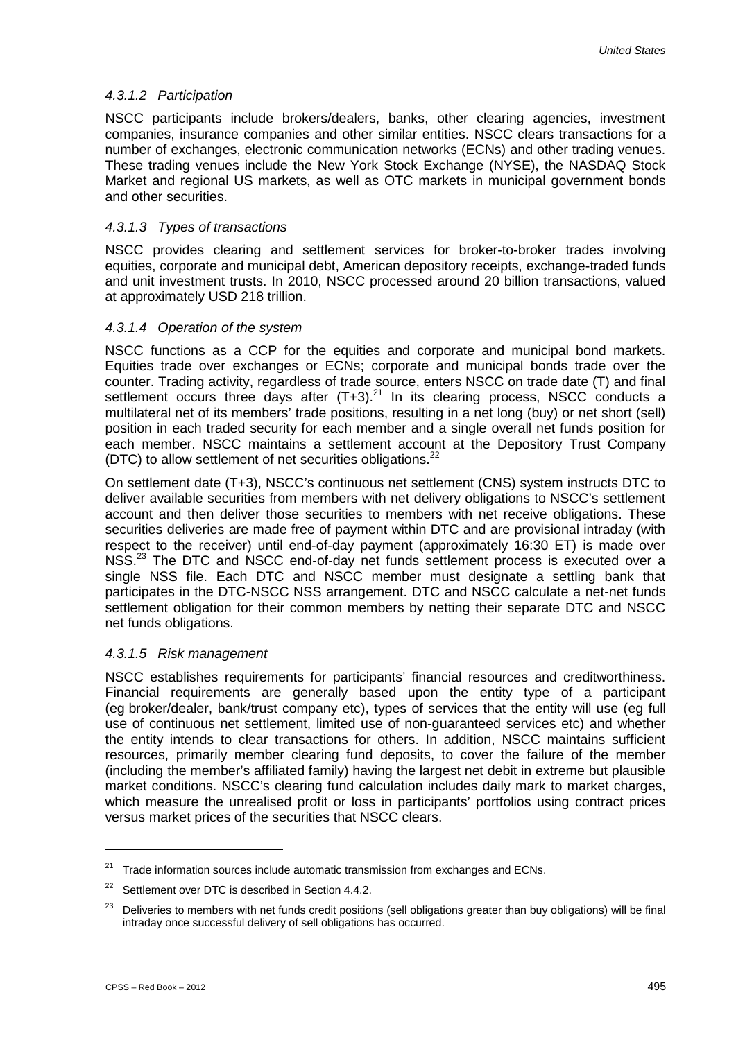#### *4.3.1.2 Participation*

NSCC participants include brokers/dealers, banks, other clearing agencies, investment companies, insurance companies and other similar entities. NSCC clears transactions for a number of exchanges, electronic communication networks (ECNs) and other trading venues. These trading venues include the New York Stock Exchange (NYSE), the NASDAQ Stock Market and regional US markets, as well as OTC markets in municipal government bonds and other securities.

#### *4.3.1.3 Types of transactions*

NSCC provides clearing and settlement services for broker-to-broker trades involving equities, corporate and municipal debt, American depository receipts, exchange-traded funds and unit investment trusts. In 2010, NSCC processed around 20 billion transactions, valued at approximately USD 218 trillion.

#### *4.3.1.4 Operation of the system*

NSCC functions as a CCP for the equities and corporate and municipal bond markets. Equities trade over exchanges or ECNs; corporate and municipal bonds trade over the counter. Trading activity, regardless of trade source, enters NSCC on trade date (T) and final settlement occurs three days after (T+3).[21] In its clearing process, NSCC conducts a multilateral net of its members' trade positions, resulting in a net long (buy) or net short (sell) position in each traded security for each member and a single overall net funds position for each member. NSCC maintains a settlement account at the Depository Trust Company (DTC) to allow settlement of net securities obligations.[22]

On settlement date (T+3), NSCC's continuous net settlement (CNS) system instructs DTC to deliver available securities from members with net delivery obligations to NSCC's settlement account and then deliver those securities to members with net receive obligations. These securities deliveries are made free of payment within DTC and are provisional intraday (with respect to the receiver) until end-of-day payment (approximately 16:30 ET) is made over NSS.[23] The DTC and NSCC end-of-day net funds settlement process is executed over a single NSS file. Each DTC and NSCC member must designate a settling bank that participates in the DTC-NSCC NSS arrangement. DTC and NSCC calculate a net-net funds settlement obligation for their common members by netting their separate DTC and NSCC net funds obligations.

#### *4.3.1.5 Risk management*

NSCC establishes requirements for participants' financial resources and creditworthiness. Financial requirements are generally based upon the entity type of a participant (eg broker/dealer, bank/trust company etc), types of services that the entity will use (eg full use of continuous net settlement, limited use of non-guaranteed services etc) and whether the entity intends to clear transactions for others. In addition, NSCC maintains sufficient resources, primarily member clearing fund deposits, to cover the failure of the member (including the member's affiliated family) having the largest net debit in extreme but plausible market conditions. NSCC's clearing fund calculation includes daily mark to market charges, which measure the unrealised profit or loss in participants' portfolios using contract prices versus market prices of the securities that NSCC clears.

---

[21] Trade information sources include automatic transmission from exchanges and ECNs.

[22] Settlement over DTC is described in Section 4.4.2.

[23] Deliveries to members with net funds credit positions (sell obligations greater than buy obligations) will be final intraday once successful delivery of sell obligations has occurred.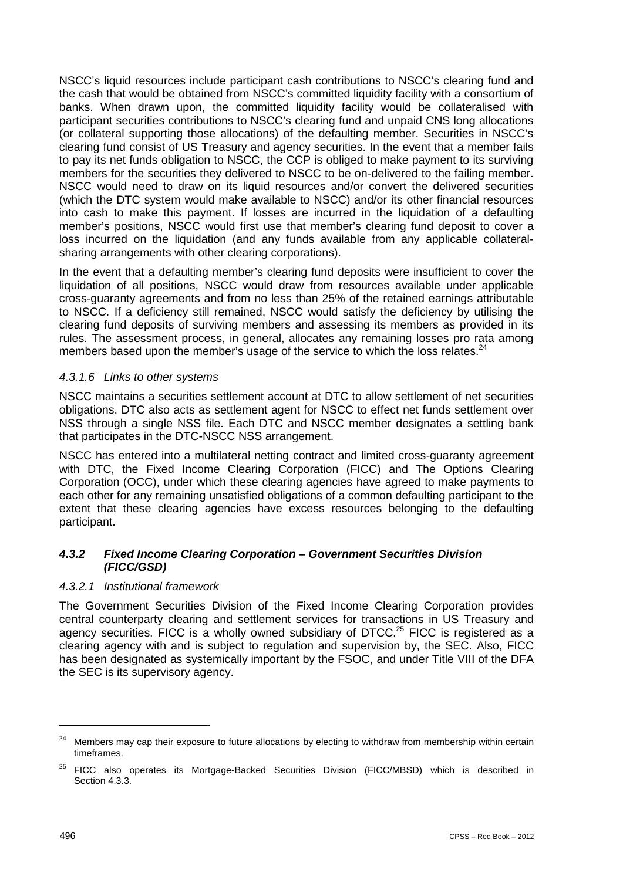NSCC's liquid resources include participant cash contributions to NSCC's clearing fund and the cash that would be obtained from NSCC's committed liquidity facility with a consortium of banks. When drawn upon, the committed liquidity facility would be collateralised with participant securities contributions to NSCC's clearing fund and unpaid CNS long allocations (or collateral supporting those allocations) of the defaulting member. Securities in NSCC's clearing fund consist of US Treasury and agency securities. In the event that a member fails to pay its net funds obligation to NSCC, the CCP is obliged to make payment to its surviving members for the securities they delivered to NSCC to be on-delivered to the failing member. NSCC would need to draw on its liquid resources and/or convert the delivered securities (which the DTC system would make available to NSCC) and/or its other financial resources into cash to make this payment. If losses are incurred in the liquidation of a defaulting member's positions, NSCC would first use that member's clearing fund deposit to cover a loss incurred on the liquidation (and any funds available from any applicable collateral-sharing arrangements with other clearing corporations).

In the event that a defaulting member's clearing fund deposits were insufficient to cover the liquidation of all positions, NSCC would draw from resources available under applicable cross-guaranty agreements and from no less than 25% of the retained earnings attributable to NSCC. If a deficiency still remained, NSCC would satisfy the deficiency by utilising the clearing fund deposits of surviving members and assessing its members as provided in its rules. The assessment process, in general, allocates any remaining losses pro rata among members based upon the member's usage of the service to which the loss relates.[24]

#### *4.3.1.6 Links to other systems*

NSCC maintains a securities settlement account at DTC to allow settlement of net securities obligations. DTC also acts as settlement agent for NSCC to effect net funds settlement over NSS through a single NSS file. Each DTC and NSCC member designates a settling bank that participates in the DTC-NSCC NSS arrangement.

NSCC has entered into a multilateral netting contract and limited cross-guaranty agreement with DTC, the Fixed Income Clearing Corporation (FICC) and The Options Clearing Corporation (OCC), under which these clearing agencies have agreed to make payments to each other for any remaining unsatisfied obligations of a common defaulting participant to the extent that these clearing agencies have excess resources belonging to the defaulting participant.

### ***4.3.2 Fixed Income Clearing Corporation – Government Securities Division (FICC/GSD)***

#### *4.3.2.1 Institutional framework*

The Government Securities Division of the Fixed Income Clearing Corporation provides central counterparty clearing and settlement services for transactions in US Treasury and agency securities. FICC is a wholly owned subsidiary of DTCC.[25] FICC is registered as a clearing agency with and is subject to regulation and supervision by, the SEC. Also, FICC has been designated as systemically important by the FSOC, and under Title VIII of the DFA the SEC is its supervisory agency.

---

[24] Members may cap their exposure to future allocations by electing to withdraw from membership within certain timeframes.

[25] FICC also operates its Mortgage-Backed Securities Division (FICC/MBSD) which is described in Section 4.3.3.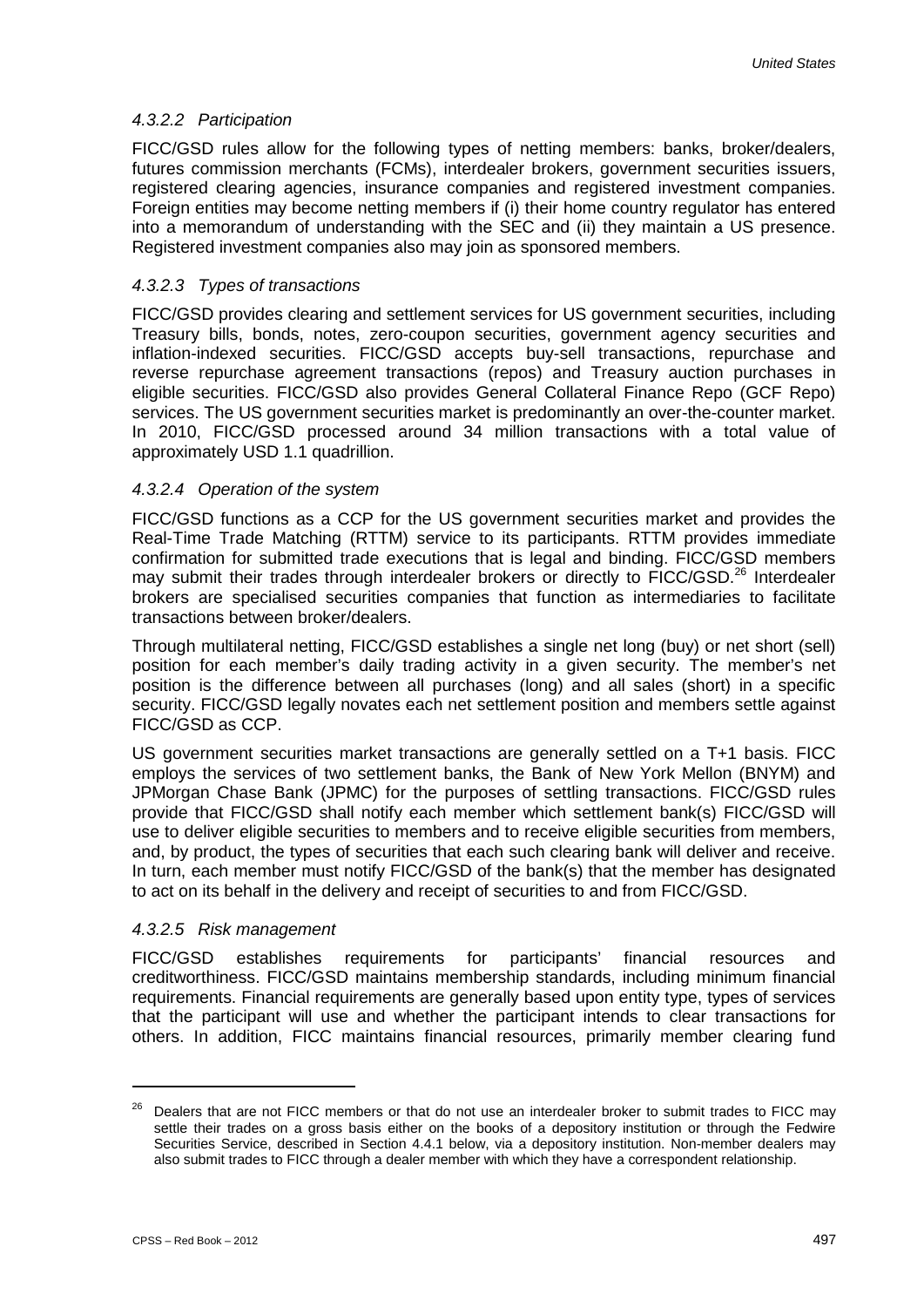#### *4.3.2.2 Participation*

FICC/GSD rules allow for the following types of netting members: banks, broker/dealers, futures commission merchants (FCMs), interdealer brokers, government securities issuers, registered clearing agencies, insurance companies and registered investment companies. Foreign entities may become netting members if (i) their home country regulator has entered into a memorandum of understanding with the SEC and (ii) they maintain a US presence. Registered investment companies also may join as sponsored members.

#### *4.3.2.3 Types of transactions*

FICC/GSD provides clearing and settlement services for US government securities, including Treasury bills, bonds, notes, zero-coupon securities, government agency securities and inflation-indexed securities. FICC/GSD accepts buy-sell transactions, repurchase and reverse repurchase agreement transactions (repos) and Treasury auction purchases in eligible securities. FICC/GSD also provides General Collateral Finance Repo (GCF Repo) services. The US government securities market is predominantly an over-the-counter market. In 2010, FICC/GSD processed around 34 million transactions with a total value of approximately USD 1.1 quadrillion.

#### *4.3.2.4 Operation of the system*

FICC/GSD functions as a CCP for the US government securities market and provides the Real-Time Trade Matching (RTTM) service to its participants. RTTM provides immediate confirmation for submitted trade executions that is legal and binding. FICC/GSD members may submit their trades through interdealer brokers or directly to FICC/GSD.[26] Interdealer brokers are specialised securities companies that function as intermediaries to facilitate transactions between broker/dealers.

Through multilateral netting, FICC/GSD establishes a single net long (buy) or net short (sell) position for each member's daily trading activity in a given security. The member's net position is the difference between all purchases (long) and all sales (short) in a specific security. FICC/GSD legally novates each net settlement position and members settle against FICC/GSD as CCP.

US government securities market transactions are generally settled on a T+1 basis. FICC employs the services of two settlement banks, the Bank of New York Mellon (BNYM) and JPMorgan Chase Bank (JPMC) for the purposes of settling transactions. FICC/GSD rules provide that FICC/GSD shall notify each member which settlement bank(s) FICC/GSD will use to deliver eligible securities to members and to receive eligible securities from members, and, by product, the types of securities that each such clearing bank will deliver and receive. In turn, each member must notify FICC/GSD of the bank(s) that the member has designated to act on its behalf in the delivery and receipt of securities to and from FICC/GSD.

#### *4.3.2.5 Risk management*

FICC/GSD establishes requirements for participants' financial resources and creditworthiness. FICC/GSD maintains membership standards, including minimum financial requirements. Financial requirements are generally based upon entity type, types of services that the participant will use and whether the participant intends to clear transactions for others. In addition, FICC maintains financial resources, primarily member clearing fund

---

[26] Dealers that are not FICC members or that do not use an interdealer broker to submit trades to FICC may settle their trades on a gross basis either on the books of a depository institution or through the Fedwire Securities Service, described in Section 4.4.1 below, via a depository institution. Non-member dealers may also submit trades to FICC through a dealer member with which they have a correspondent relationship.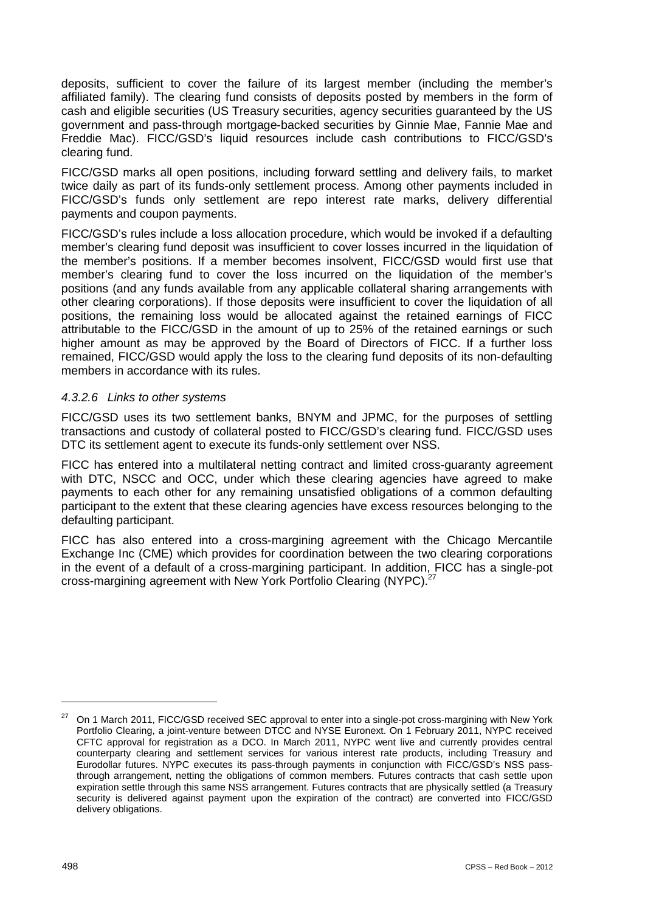deposits, sufficient to cover the failure of its largest member (including the member's affiliated family). The clearing fund consists of deposits posted by members in the form of cash and eligible securities (US Treasury securities, agency securities guaranteed by the US government and pass-through mortgage-backed securities by Ginnie Mae, Fannie Mae and Freddie Mac). FICC/GSD's liquid resources include cash contributions to FICC/GSD's clearing fund.

FICC/GSD marks all open positions, including forward settling and delivery fails, to market twice daily as part of its funds-only settlement process. Among other payments included in FICC/GSD's funds only settlement are repo interest rate marks, delivery differential payments and coupon payments.

FICC/GSD's rules include a loss allocation procedure, which would be invoked if a defaulting member's clearing fund deposit was insufficient to cover losses incurred in the liquidation of the member's positions. If a member becomes insolvent, FICC/GSD would first use that member's clearing fund to cover the loss incurred on the liquidation of the member's positions (and any funds available from any applicable collateral sharing arrangements with other clearing corporations). If those deposits were insufficient to cover the liquidation of all positions, the remaining loss would be allocated against the retained earnings of FICC attributable to the FICC/GSD in the amount of up to 25% of the retained earnings or such higher amount as may be approved by the Board of Directors of FICC. If a further loss remained, FICC/GSD would apply the loss to the clearing fund deposits of its non-defaulting members in accordance with its rules.

#### *4.3.2.6 Links to other systems*

FICC/GSD uses its two settlement banks, BNYM and JPMC, for the purposes of settling transactions and custody of collateral posted to FICC/GSD's clearing fund. FICC/GSD uses DTC its settlement agent to execute its funds-only settlement over NSS.

FICC has entered into a multilateral netting contract and limited cross-guaranty agreement with DTC, NSCC and OCC, under which these clearing agencies have agreed to make payments to each other for any remaining unsatisfied obligations of a common defaulting participant to the extent that these clearing agencies have excess resources belonging to the defaulting participant.

FICC has also entered into a cross-margining agreement with the Chicago Mercantile Exchange Inc (CME) which provides for coordination between the two clearing corporations in the event of a default of a cross-margining participant. In addition, FICC has a single-pot cross-margining agreement with New York Portfolio Clearing (NYPC).[27]

---

[27] On 1 March 2011, FICC/GSD received SEC approval to enter into a single-pot cross-margining with New York Portfolio Clearing, a joint-venture between DTCC and NYSE Euronext. On 1 February 2011, NYPC received CFTC approval for registration as a DCO. In March 2011, NYPC went live and currently provides central counterparty clearing and settlement services for various interest rate products, including Treasury and Eurodollar futures. NYPC executes its pass-through payments in conjunction with FICC/GSD's NSS pass-through arrangement, netting the obligations of common members. Futures contracts that cash settle upon expiration settle through this same NSS arrangement. Futures contracts that are physically settled (a Treasury security is delivered against payment upon the expiration of the contract) are converted into FICC/GSD delivery obligations.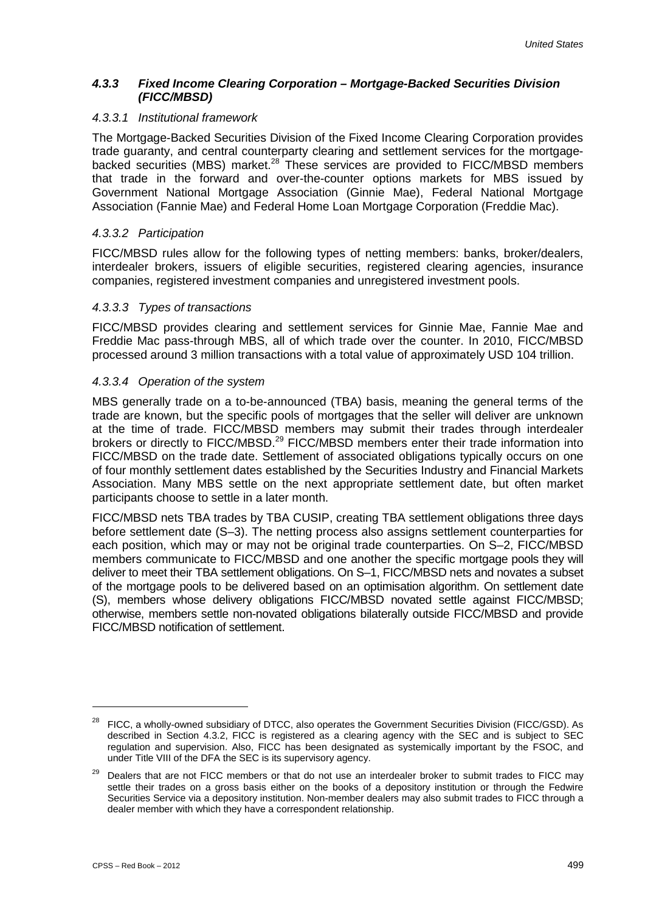### 4.3.3 Fixed Income Clearing Corporation – Mortgage-Backed Securities Division (FICC/MBSD)

#### 4.3.3.1 Institutional framework

The Mortgage-Backed Securities Division of the Fixed Income Clearing Corporation provides trade guaranty, and central counterparty clearing and settlement services for the mortgage-backed securities (MBS) market.[28] These services are provided to FICC/MBSD members that trade in the forward and over-the-counter options markets for MBS issued by Government National Mortgage Association (Ginnie Mae), Federal National Mortgage Association (Fannie Mae) and Federal Home Loan Mortgage Corporation (Freddie Mac).

#### 4.3.3.2 Participation

FICC/MBSD rules allow for the following types of netting members: banks, broker/dealers, interdealer brokers, issuers of eligible securities, registered clearing agencies, insurance companies, registered investment companies and unregistered investment pools.

#### 4.3.3.3 Types of transactions

FICC/MBSD provides clearing and settlement services for Ginnie Mae, Fannie Mae and Freddie Mac pass-through MBS, all of which trade over the counter. In 2010, FICC/MBSD processed around 3 million transactions with a total value of approximately USD 104 trillion.

#### 4.3.3.4 Operation of the system

MBS generally trade on a to-be-announced (TBA) basis, meaning the general terms of the trade are known, but the specific pools of mortgages that the seller will deliver are unknown at the time of trade. FICC/MBSD members may submit their trades through interdealer brokers or directly to FICC/MBSD.[29] FICC/MBSD members enter their trade information into FICC/MBSD on the trade date. Settlement of associated obligations typically occurs on one of four monthly settlement dates established by the Securities Industry and Financial Markets Association. Many MBS settle on the next appropriate settlement date, but often market participants choose to settle in a later month.

FICC/MBSD nets TBA trades by TBA CUSIP, creating TBA settlement obligations three days before settlement date (S–3). The netting process also assigns settlement counterparties for each position, which may or may not be original trade counterparties. On S–2, FICC/MBSD members communicate to FICC/MBSD and one another the specific mortgage pools they will deliver to meet their TBA settlement obligations. On S–1, FICC/MBSD nets and novates a subset of the mortgage pools to be delivered based on an optimisation algorithm. On settlement date (S), members whose delivery obligations FICC/MBSD novated settle against FICC/MBSD; otherwise, members settle non-novated obligations bilaterally outside FICC/MBSD and provide FICC/MBSD notification of settlement.

---

[28] FICC, a wholly-owned subsidiary of DTCC, also operates the Government Securities Division (FICC/GSD). As described in Section 4.3.2, FICC is registered as a clearing agency with the SEC and is subject to SEC regulation and supervision. Also, FICC has been designated as systemically important by the FSOC, and under Title VIII of the DFA the SEC is its supervisory agency.

[29] Dealers that are not FICC members or that do not use an interdealer broker to submit trades to FICC may settle their trades on a gross basis either on the books of a depository institution or through the Fedwire Securities Service via a depository institution. Non-member dealers may also submit trades to FICC through a dealer member with which they have a correspondent relationship.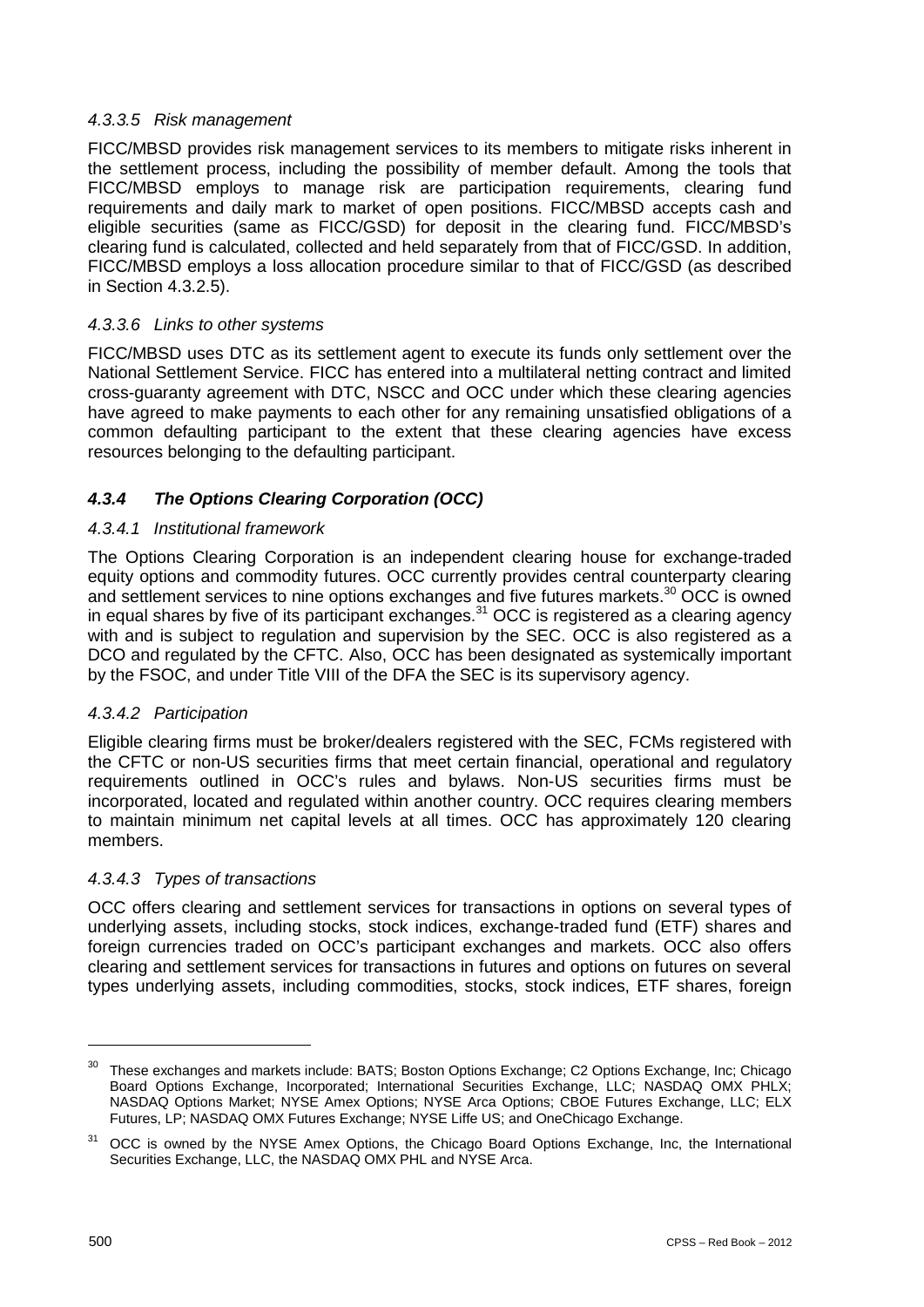#### *4.3.3.5 Risk management*

FICC/MBSD provides risk management services to its members to mitigate risks inherent in the settlement process, including the possibility of member default. Among the tools that FICC/MBSD employs to manage risk are participation requirements, clearing fund requirements and daily mark to market of open positions. FICC/MBSD accepts cash and eligible securities (same as FICC/GSD) for deposit in the clearing fund. FICC/MBSD's clearing fund is calculated, collected and held separately from that of FICC/GSD. In addition, FICC/MBSD employs a loss allocation procedure similar to that of FICC/GSD (as described in Section 4.3.2.5).

#### *4.3.3.6 Links to other systems*

FICC/MBSD uses DTC as its settlement agent to execute its funds only settlement over the National Settlement Service. FICC has entered into a multilateral netting contract and limited cross-guaranty agreement with DTC, NSCC and OCC under which these clearing agencies have agreed to make payments to each other for any remaining unsatisfied obligations of a common defaulting participant to the extent that these clearing agencies have excess resources belonging to the defaulting participant.

### ***4.3.4 The Options Clearing Corporation (OCC)***

#### *4.3.4.1 Institutional framework*

The Options Clearing Corporation is an independent clearing house for exchange-traded equity options and commodity futures. OCC currently provides central counterparty clearing and settlement services to nine options exchanges and five futures markets.[30] OCC is owned in equal shares by five of its participant exchanges.[31] OCC is registered as a clearing agency with and is subject to regulation and supervision by the SEC. OCC is also registered as a DCO and regulated by the CFTC. Also, OCC has been designated as systemically important by the FSOC, and under Title VIII of the DFA the SEC is its supervisory agency.

#### *4.3.4.2 Participation*

Eligible clearing firms must be broker/dealers registered with the SEC, FCMs registered with the CFTC or non-US securities firms that meet certain financial, operational and regulatory requirements outlined in OCC's rules and bylaws. Non-US securities firms must be incorporated, located and regulated within another country. OCC requires clearing members to maintain minimum net capital levels at all times. OCC has approximately 120 clearing members.

#### *4.3.4.3 Types of transactions*

OCC offers clearing and settlement services for transactions in options on several types of underlying assets, including stocks, stock indices, exchange-traded fund (ETF) shares and foreign currencies traded on OCC's participant exchanges and markets. OCC also offers clearing and settlement services for transactions in futures and options on futures on several types underlying assets, including commodities, stocks, stock indices, ETF shares, foreign

---

[30] These exchanges and markets include: BATS; Boston Options Exchange; C2 Options Exchange, Inc; Chicago Board Options Exchange, Incorporated; International Securities Exchange, LLC; NASDAQ OMX PHLX; NASDAQ Options Market; NYSE Amex Options; NYSE Arca Options; CBOE Futures Exchange, LLC; ELX Futures, LP; NASDAQ OMX Futures Exchange; NYSE Liffe US; and OneChicago Exchange.

[31] OCC is owned by the NYSE Amex Options, the Chicago Board Options Exchange, Inc, the International Securities Exchange, LLC, the NASDAQ OMX PHL and NYSE Arca.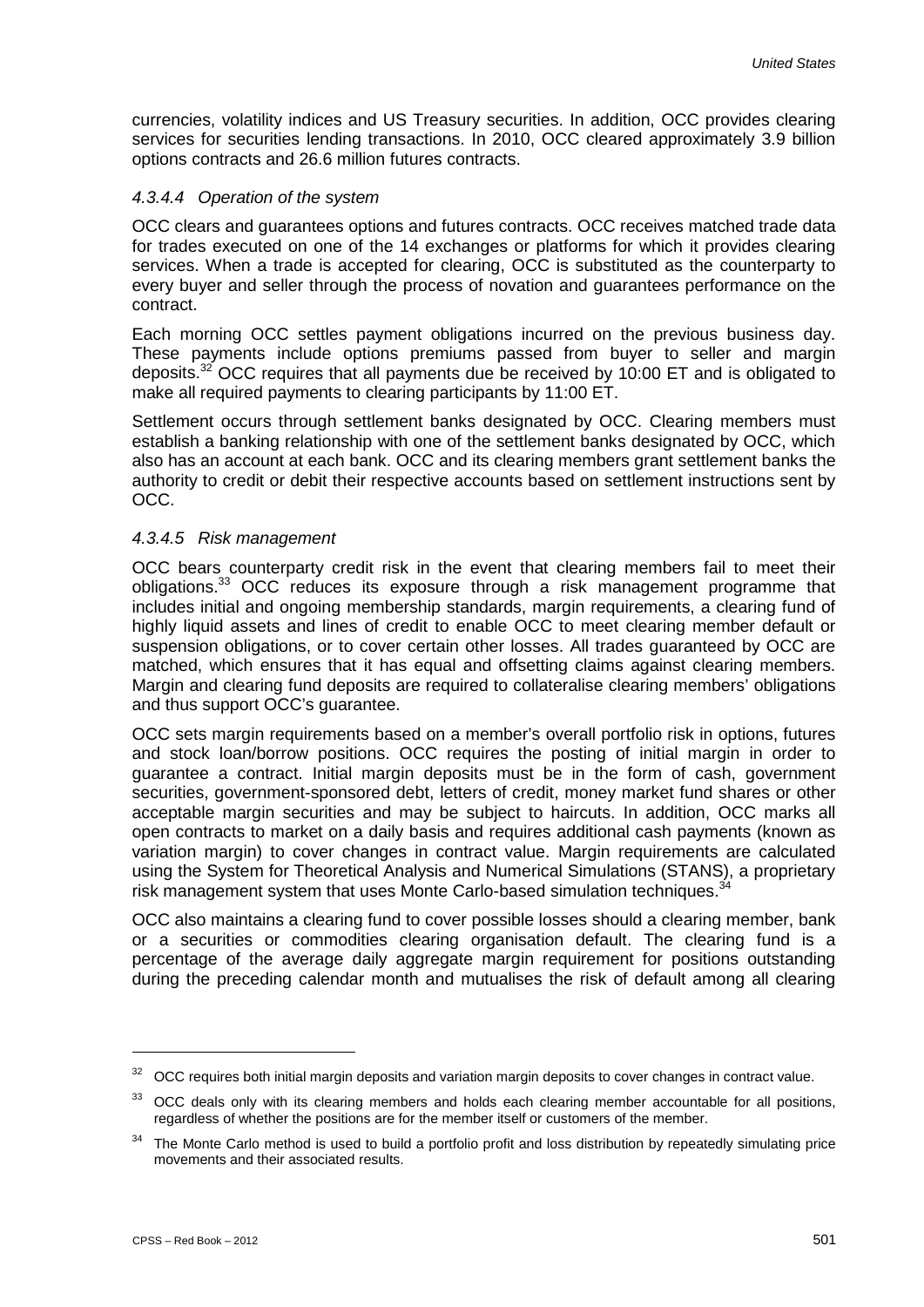currencies, volatility indices and US Treasury securities. In addition, OCC provides clearing services for securities lending transactions. In 2010, OCC cleared approximately 3.9 billion options contracts and 26.6 million futures contracts.

#### *4.3.4.4 Operation of the system*

OCC clears and guarantees options and futures contracts. OCC receives matched trade data for trades executed on one of the 14 exchanges or platforms for which it provides clearing services. When a trade is accepted for clearing, OCC is substituted as the counterparty to every buyer and seller through the process of novation and guarantees performance on the contract.

Each morning OCC settles payment obligations incurred on the previous business day. These payments include options premiums passed from buyer to seller and margin deposits.[32] OCC requires that all payments due be received by 10:00 ET and is obligated to make all required payments to clearing participants by 11:00 ET.

Settlement occurs through settlement banks designated by OCC. Clearing members must establish a banking relationship with one of the settlement banks designated by OCC, which also has an account at each bank. OCC and its clearing members grant settlement banks the authority to credit or debit their respective accounts based on settlement instructions sent by OCC.

#### *4.3.4.5 Risk management*

OCC bears counterparty credit risk in the event that clearing members fail to meet their obligations.[33] OCC reduces its exposure through a risk management programme that includes initial and ongoing membership standards, margin requirements, a clearing fund of highly liquid assets and lines of credit to enable OCC to meet clearing member default or suspension obligations, or to cover certain other losses. All trades guaranteed by OCC are matched, which ensures that it has equal and offsetting claims against clearing members. Margin and clearing fund deposits are required to collateralise clearing members' obligations and thus support OCC's guarantee.

OCC sets margin requirements based on a member's overall portfolio risk in options, futures and stock loan/borrow positions. OCC requires the posting of initial margin in order to guarantee a contract. Initial margin deposits must be in the form of cash, government securities, government-sponsored debt, letters of credit, money market fund shares or other acceptable margin securities and may be subject to haircuts. In addition, OCC marks all open contracts to market on a daily basis and requires additional cash payments (known as variation margin) to cover changes in contract value. Margin requirements are calculated using the System for Theoretical Analysis and Numerical Simulations (STANS), a proprietary risk management system that uses Monte Carlo-based simulation techniques.[34]

OCC also maintains a clearing fund to cover possible losses should a clearing member, bank or a securities or commodities clearing organisation default. The clearing fund is a percentage of the average daily aggregate margin requirement for positions outstanding during the preceding calendar month and mutualises the risk of default among all clearing

---

[32] OCC requires both initial margin deposits and variation margin deposits to cover changes in contract value.

[33] OCC deals only with its clearing members and holds each clearing member accountable for all positions, regardless of whether the positions are for the member itself or customers of the member.

[34] The Monte Carlo method is used to build a portfolio profit and loss distribution by repeatedly simulating price movements and their associated results.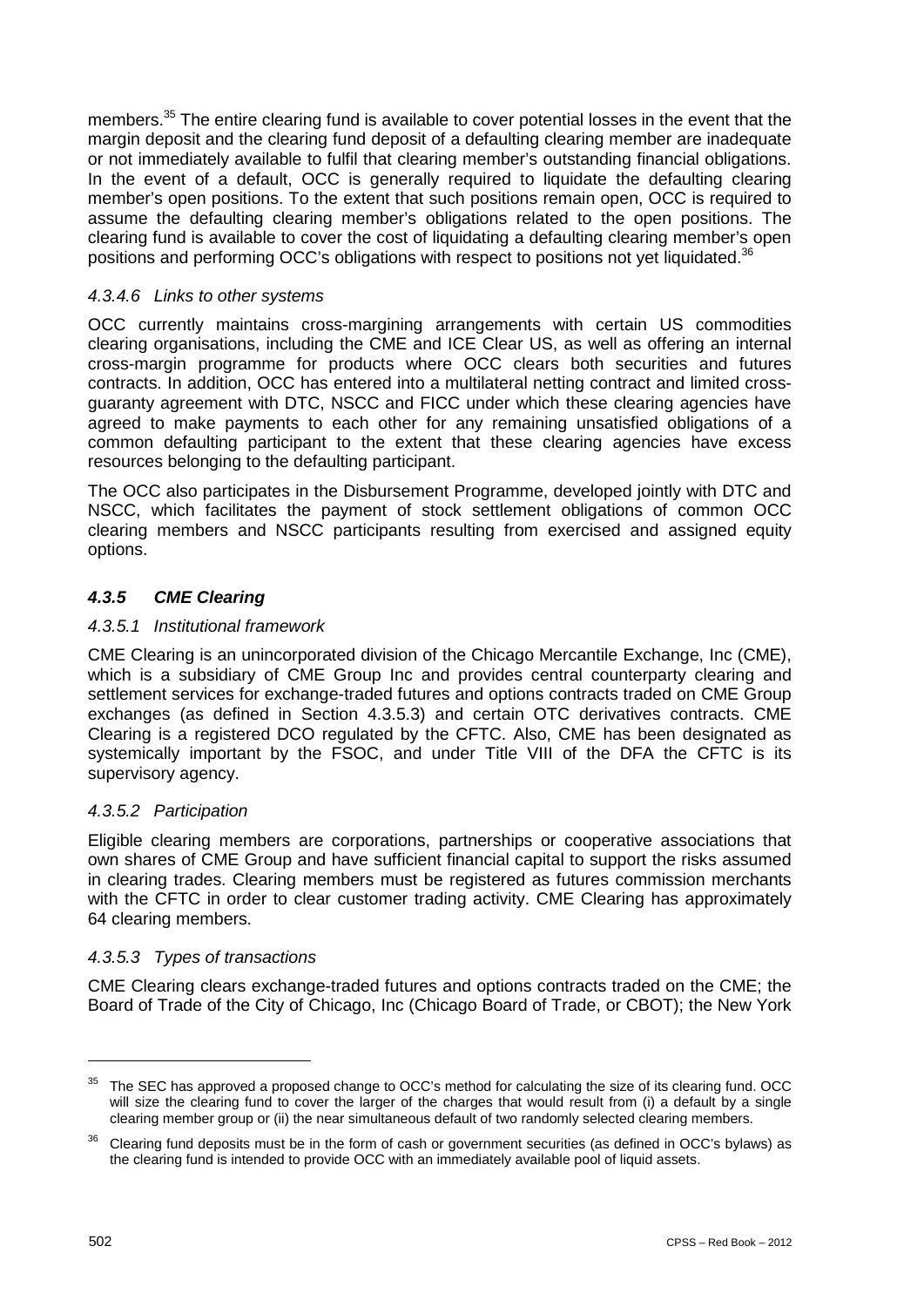members.[35] The entire clearing fund is available to cover potential losses in the event that the margin deposit and the clearing fund deposit of a defaulting clearing member are inadequate or not immediately available to fulfil that clearing member's outstanding financial obligations. In the event of a default, OCC is generally required to liquidate the defaulting clearing member's open positions. To the extent that such positions remain open, OCC is required to assume the defaulting clearing member's obligations related to the open positions. The clearing fund is available to cover the cost of liquidating a defaulting clearing member's open positions and performing OCC's obligations with respect to positions not yet liquidated.[36]

#### *4.3.4.6 Links to other systems*

OCC currently maintains cross-margining arrangements with certain US commodities clearing organisations, including the CME and ICE Clear US, as well as offering an internal cross-margin programme for products where OCC clears both securities and futures contracts. In addition, OCC has entered into a multilateral netting contract and limited cross-guaranty agreement with DTC, NSCC and FICC under which these clearing agencies have agreed to make payments to each other for any remaining unsatisfied obligations of a common defaulting participant to the extent that these clearing agencies have excess resources belonging to the defaulting participant.

The OCC also participates in the Disbursement Programme, developed jointly with DTC and NSCC, which facilitates the payment of stock settlement obligations of common OCC clearing members and NSCC participants resulting from exercised and assigned equity options.

### ***4.3.5 CME Clearing***

#### *4.3.5.1 Institutional framework*

CME Clearing is an unincorporated division of the Chicago Mercantile Exchange, Inc (CME), which is a subsidiary of CME Group Inc and provides central counterparty clearing and settlement services for exchange-traded futures and options contracts traded on CME Group exchanges (as defined in Section 4.3.5.3) and certain OTC derivatives contracts. CME Clearing is a registered DCO regulated by the CFTC. Also, CME has been designated as systemically important by the FSOC, and under Title VIII of the DFA the CFTC is its supervisory agency.

#### *4.3.5.2 Participation*

Eligible clearing members are corporations, partnerships or cooperative associations that own shares of CME Group and have sufficient financial capital to support the risks assumed in clearing trades. Clearing members must be registered as futures commission merchants with the CFTC in order to clear customer trading activity. CME Clearing has approximately 64 clearing members.

#### *4.3.5.3 Types of transactions*

CME Clearing clears exchange-traded futures and options contracts traded on the CME; the Board of Trade of the City of Chicago, Inc (Chicago Board of Trade, or CBOT); the New York

---

[35] The SEC has approved a proposed change to OCC's method for calculating the size of its clearing fund. OCC will size the clearing fund to cover the larger of the charges that would result from (i) a default by a single clearing member group or (ii) the near simultaneous default of two randomly selected clearing members.

[36] Clearing fund deposits must be in the form of cash or government securities (as defined in OCC's bylaws) as the clearing fund is intended to provide OCC with an immediately available pool of liquid assets.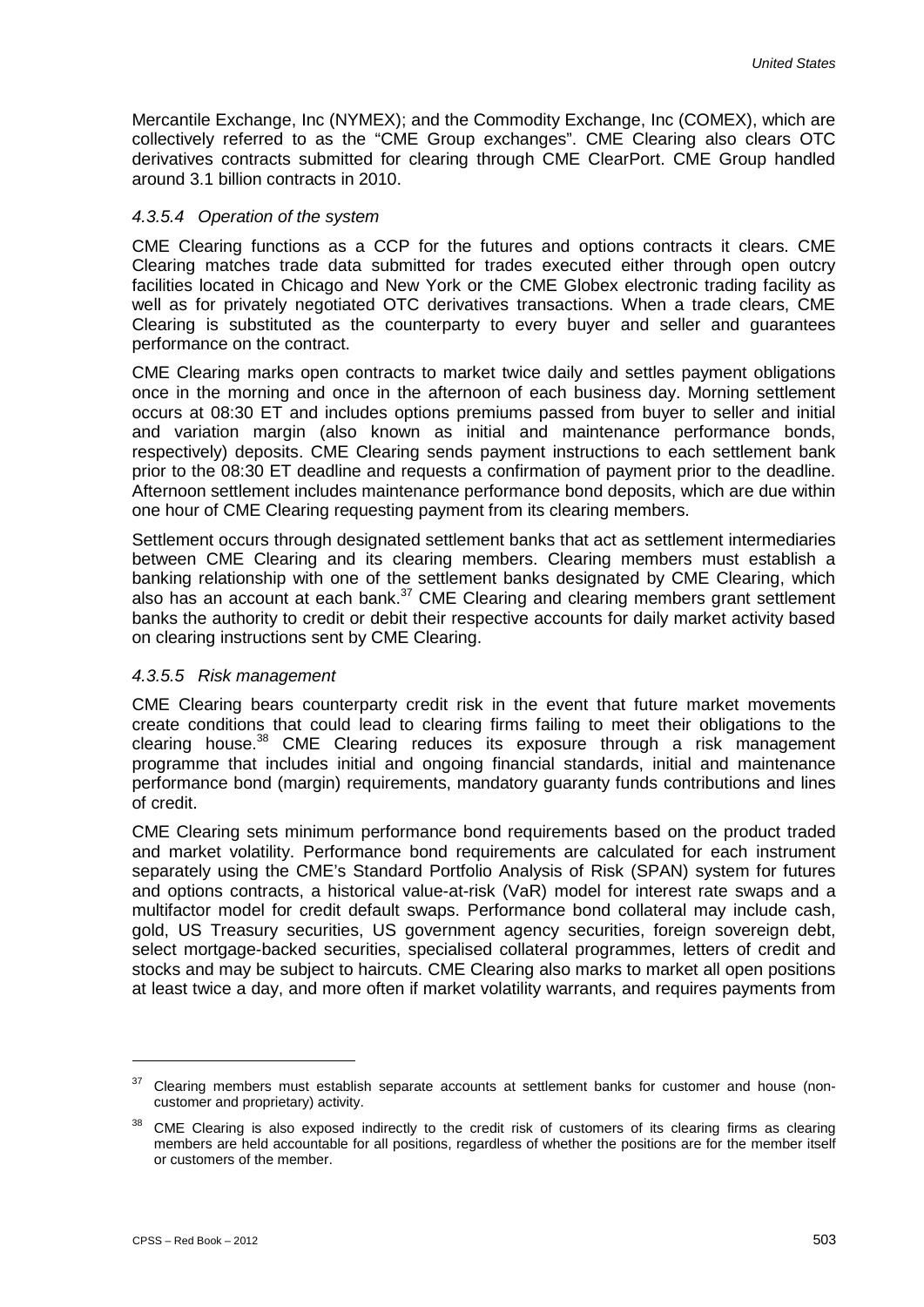Mercantile Exchange, Inc (NYMEX); and the Commodity Exchange, Inc (COMEX), which are collectively referred to as the "CME Group exchanges". CME Clearing also clears OTC derivatives contracts submitted for clearing through CME ClearPort. CME Group handled around 3.1 billion contracts in 2010.

#### *4.3.5.4 Operation of the system*

CME Clearing functions as a CCP for the futures and options contracts it clears. CME Clearing matches trade data submitted for trades executed either through open outcry facilities located in Chicago and New York or the CME Globex electronic trading facility as well as for privately negotiated OTC derivatives transactions. When a trade clears, CME Clearing is substituted as the counterparty to every buyer and seller and guarantees performance on the contract.

CME Clearing marks open contracts to market twice daily and settles payment obligations once in the morning and once in the afternoon of each business day. Morning settlement occurs at 08:30 ET and includes options premiums passed from buyer to seller and initial and variation margin (also known as initial and maintenance performance bonds, respectively) deposits. CME Clearing sends payment instructions to each settlement bank prior to the 08:30 ET deadline and requests a confirmation of payment prior to the deadline. Afternoon settlement includes maintenance performance bond deposits, which are due within one hour of CME Clearing requesting payment from its clearing members.

Settlement occurs through designated settlement banks that act as settlement intermediaries between CME Clearing and its clearing members. Clearing members must establish a banking relationship with one of the settlement banks designated by CME Clearing, which also has an account at each bank.[37] CME Clearing and clearing members grant settlement banks the authority to credit or debit their respective accounts for daily market activity based on clearing instructions sent by CME Clearing.

#### *4.3.5.5 Risk management*

CME Clearing bears counterparty credit risk in the event that future market movements create conditions that could lead to clearing firms failing to meet their obligations to the clearing house.[38] CME Clearing reduces its exposure through a risk management programme that includes initial and ongoing financial standards, initial and maintenance performance bond (margin) requirements, mandatory guaranty funds contributions and lines of credit.

CME Clearing sets minimum performance bond requirements based on the product traded and market volatility. Performance bond requirements are calculated for each instrument separately using the CME's Standard Portfolio Analysis of Risk (SPAN) system for futures and options contracts, a historical value-at-risk (VaR) model for interest rate swaps and a multifactor model for credit default swaps. Performance bond collateral may include cash, gold, US Treasury securities, US government agency securities, foreign sovereign debt, select mortgage-backed securities, specialised collateral programmes, letters of credit and stocks and may be subject to haircuts. CME Clearing also marks to market all open positions at least twice a day, and more often if market volatility warrants, and requires payments from

---

[37] Clearing members must establish separate accounts at settlement banks for customer and house (non-customer and proprietary) activity.

[38] CME Clearing is also exposed indirectly to the credit risk of customers of its clearing firms as clearing members are held accountable for all positions, regardless of whether the positions are for the member itself or customers of the member.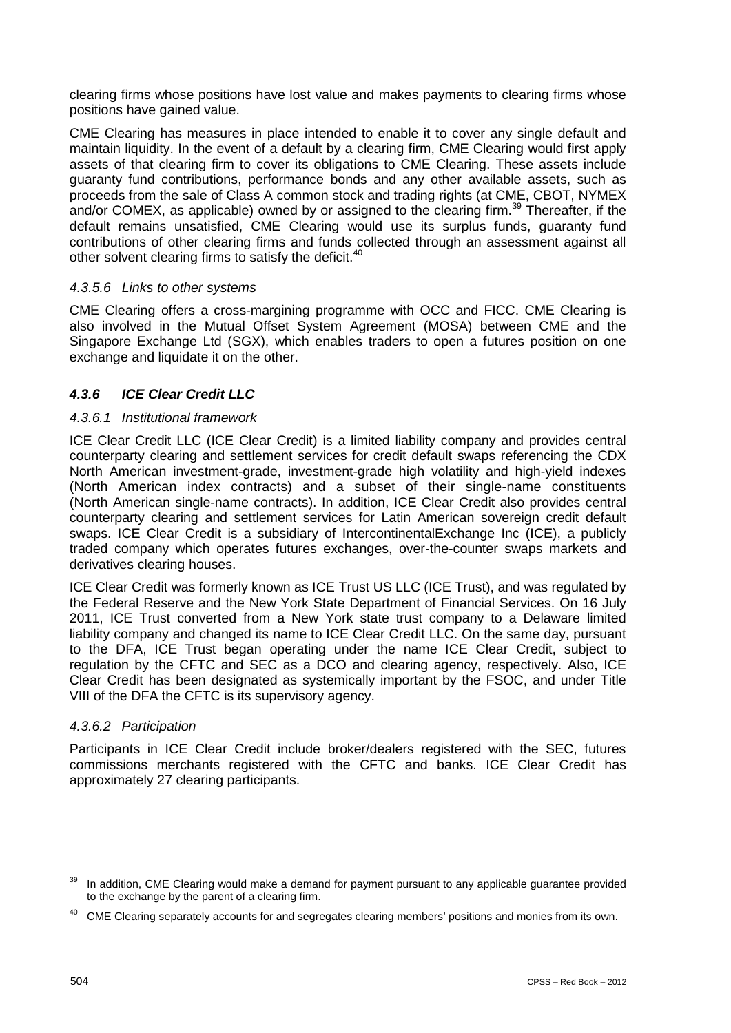clearing firms whose positions have lost value and makes payments to clearing firms whose positions have gained value.

CME Clearing has measures in place intended to enable it to cover any single default and maintain liquidity. In the event of a default by a clearing firm, CME Clearing would first apply assets of that clearing firm to cover its obligations to CME Clearing. These assets include guaranty fund contributions, performance bonds and any other available assets, such as proceeds from the sale of Class A common stock and trading rights (at CME, CBOT, NYMEX and/or COMEX, as applicable) owned by or assigned to the clearing firm.[39] Thereafter, if the default remains unsatisfied, CME Clearing would use its surplus funds, guaranty fund contributions of other clearing firms and funds collected through an assessment against all other solvent clearing firms to satisfy the deficit.[40]

#### *4.3.5.6 Links to other systems*

CME Clearing offers a cross-margining programme with OCC and FICC. CME Clearing is also involved in the Mutual Offset System Agreement (MOSA) between CME and the Singapore Exchange Ltd (SGX), which enables traders to open a futures position on one exchange and liquidate it on the other.

### ***4.3.6 ICE Clear Credit LLC***

#### *4.3.6.1 Institutional framework*

ICE Clear Credit LLC (ICE Clear Credit) is a limited liability company and provides central counterparty clearing and settlement services for credit default swaps referencing the CDX North American investment-grade, investment-grade high volatility and high-yield indexes (North American index contracts) and a subset of their single-name constituents (North American single-name contracts). In addition, ICE Clear Credit also provides central counterparty clearing and settlement services for Latin American sovereign credit default swaps. ICE Clear Credit is a subsidiary of IntercontinentalExchange Inc (ICE), a publicly traded company which operates futures exchanges, over-the-counter swaps markets and derivatives clearing houses.

ICE Clear Credit was formerly known as ICE Trust US LLC (ICE Trust), and was regulated by the Federal Reserve and the New York State Department of Financial Services. On 16 July 2011, ICE Trust converted from a New York state trust company to a Delaware limited liability company and changed its name to ICE Clear Credit LLC. On the same day, pursuant to the DFA, ICE Trust began operating under the name ICE Clear Credit, subject to regulation by the CFTC and SEC as a DCO and clearing agency, respectively. Also, ICE Clear Credit has been designated as systemically important by the FSOC, and under Title VIII of the DFA the CFTC is its supervisory agency.

#### *4.3.6.2 Participation*

Participants in ICE Clear Credit include broker/dealers registered with the SEC, futures commissions merchants registered with the CFTC and banks. ICE Clear Credit has approximately 27 clearing participants.

---

[39] In addition, CME Clearing would make a demand for payment pursuant to any applicable guarantee provided to the exchange by the parent of a clearing firm.

[40] CME Clearing separately accounts for and segregates clearing members' positions and monies from its own.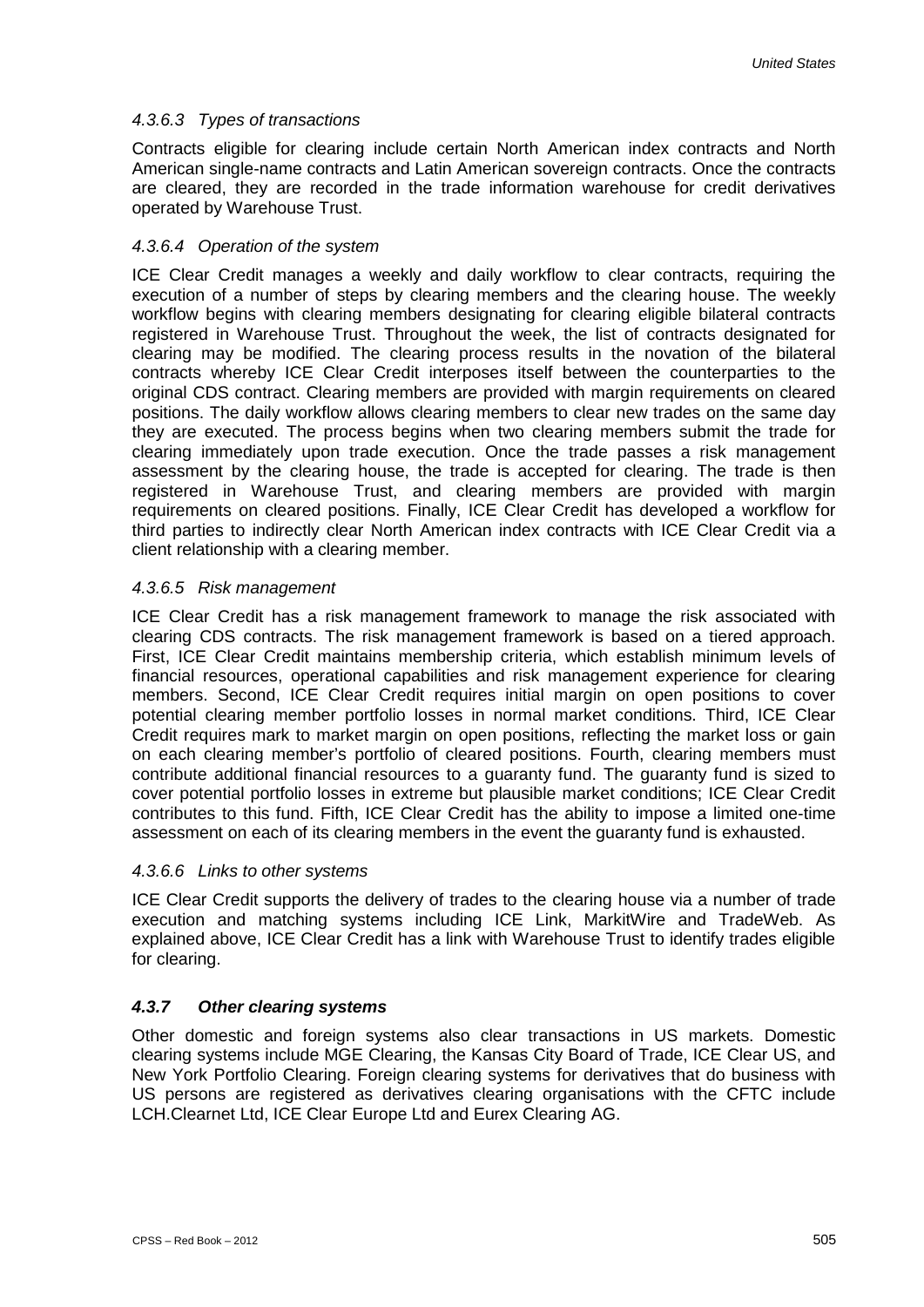#### *4.3.6.3 Types of transactions*

Contracts eligible for clearing include certain North American index contracts and North American single-name contracts and Latin American sovereign contracts. Once the contracts are cleared, they are recorded in the trade information warehouse for credit derivatives operated by Warehouse Trust.

#### *4.3.6.4 Operation of the system*

ICE Clear Credit manages a weekly and daily workflow to clear contracts, requiring the execution of a number of steps by clearing members and the clearing house. The weekly workflow begins with clearing members designating for clearing eligible bilateral contracts registered in Warehouse Trust. Throughout the week, the list of contracts designated for clearing may be modified. The clearing process results in the novation of the bilateral contracts whereby ICE Clear Credit interposes itself between the counterparties to the original CDS contract. Clearing members are provided with margin requirements on cleared positions. The daily workflow allows clearing members to clear new trades on the same day they are executed. The process begins when two clearing members submit the trade for clearing immediately upon trade execution. Once the trade passes a risk management assessment by the clearing house, the trade is accepted for clearing. The trade is then registered in Warehouse Trust, and clearing members are provided with margin requirements on cleared positions. Finally, ICE Clear Credit has developed a workflow for third parties to indirectly clear North American index contracts with ICE Clear Credit via a client relationship with a clearing member.

#### *4.3.6.5 Risk management*

ICE Clear Credit has a risk management framework to manage the risk associated with clearing CDS contracts. The risk management framework is based on a tiered approach. First, ICE Clear Credit maintains membership criteria, which establish minimum levels of financial resources, operational capabilities and risk management experience for clearing members. Second, ICE Clear Credit requires initial margin on open positions to cover potential clearing member portfolio losses in normal market conditions. Third, ICE Clear Credit requires mark to market margin on open positions, reflecting the market loss or gain on each clearing member's portfolio of cleared positions. Fourth, clearing members must contribute additional financial resources to a guaranty fund. The guaranty fund is sized to cover potential portfolio losses in extreme but plausible market conditions; ICE Clear Credit contributes to this fund. Fifth, ICE Clear Credit has the ability to impose a limited one-time assessment on each of its clearing members in the event the guaranty fund is exhausted.

#### *4.3.6.6 Links to other systems*

ICE Clear Credit supports the delivery of trades to the clearing house via a number of trade execution and matching systems including ICE Link, MarkitWire and TradeWeb. As explained above, ICE Clear Credit has a link with Warehouse Trust to identify trades eligible for clearing.

### ***4.3.7 Other clearing systems***

Other domestic and foreign systems also clear transactions in US markets. Domestic clearing systems include MGE Clearing, the Kansas City Board of Trade, ICE Clear US, and New York Portfolio Clearing. Foreign clearing systems for derivatives that do business with US persons are registered as derivatives clearing organisations with the CFTC include LCH.Clearnet Ltd, ICE Clear Europe Ltd and Eurex Clearing AG.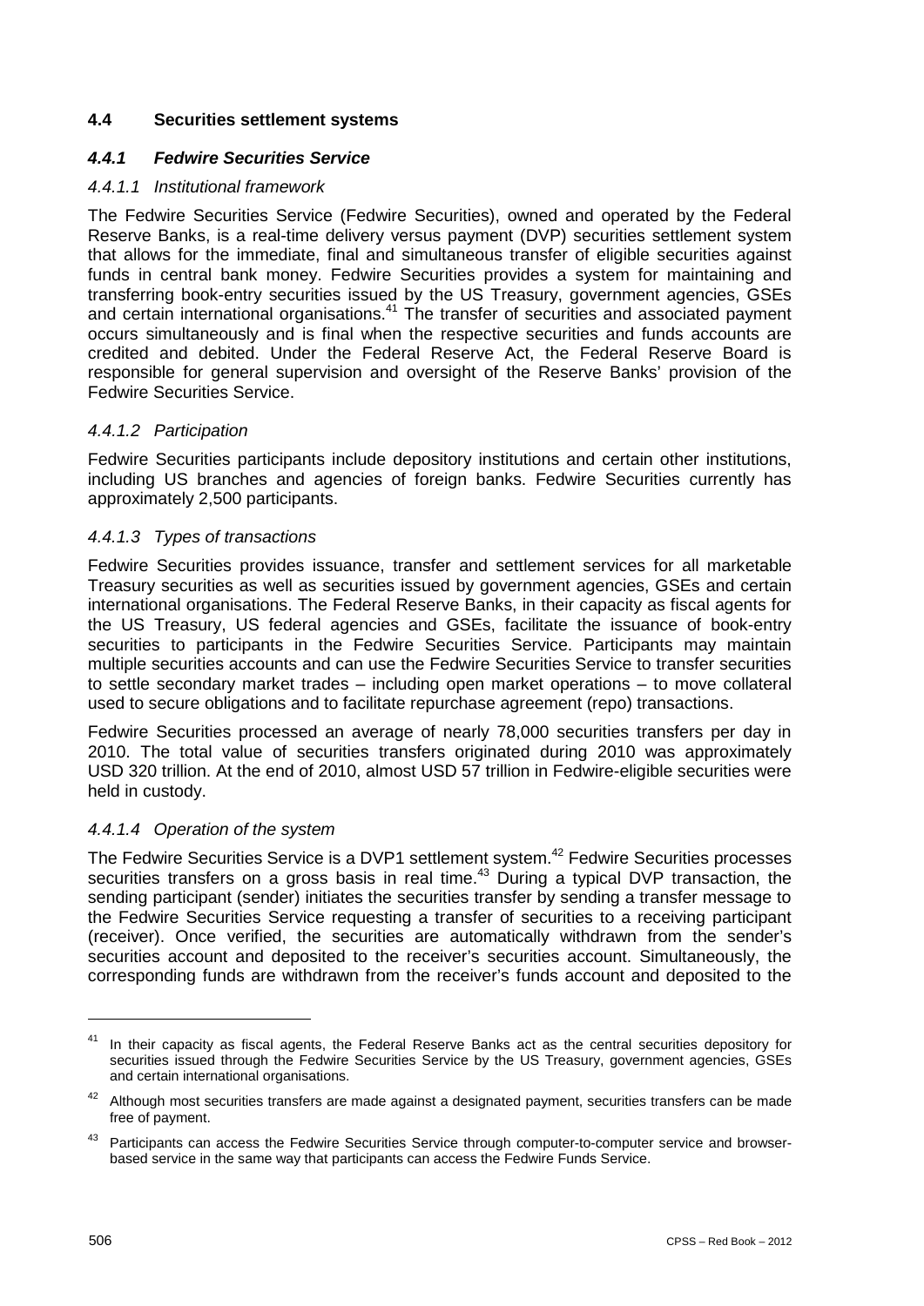## 4.4 Securities settlement systems

### *4.4.1 Fedwire Securities Service*

#### *4.4.1.1 Institutional framework*

The Fedwire Securities Service (Fedwire Securities), owned and operated by the Federal Reserve Banks, is a real-time delivery versus payment (DVP) securities settlement system that allows for the immediate, final and simultaneous transfer of eligible securities against funds in central bank money. Fedwire Securities provides a system for maintaining and transferring book-entry securities issued by the US Treasury, government agencies, GSEs and certain international organisations.[41] The transfer of securities and associated payment occurs simultaneously and is final when the respective securities and funds accounts are credited and debited. Under the Federal Reserve Act, the Federal Reserve Board is responsible for general supervision and oversight of the Reserve Banks' provision of the Fedwire Securities Service.

#### *4.4.1.2 Participation*

Fedwire Securities participants include depository institutions and certain other institutions, including US branches and agencies of foreign banks. Fedwire Securities currently has approximately 2,500 participants.

#### *4.4.1.3 Types of transactions*

Fedwire Securities provides issuance, transfer and settlement services for all marketable Treasury securities as well as securities issued by government agencies, GSEs and certain international organisations. The Federal Reserve Banks, in their capacity as fiscal agents for the US Treasury, US federal agencies and GSEs, facilitate the issuance of book-entry securities to participants in the Fedwire Securities Service. Participants may maintain multiple securities accounts and can use the Fedwire Securities Service to transfer securities to settle secondary market trades – including open market operations – to move collateral used to secure obligations and to facilitate repurchase agreement (repo) transactions.

Fedwire Securities processed an average of nearly 78,000 securities transfers per day in 2010. The total value of securities transfers originated during 2010 was approximately USD 320 trillion. At the end of 2010, almost USD 57 trillion in Fedwire-eligible securities were held in custody.

#### *4.4.1.4 Operation of the system*

The Fedwire Securities Service is a DVP1 settlement system.[42] Fedwire Securities processes securities transfers on a gross basis in real time.[43] During a typical DVP transaction, the sending participant (sender) initiates the securities transfer by sending a transfer message to the Fedwire Securities Service requesting a transfer of securities to a receiving participant (receiver). Once verified, the securities are automatically withdrawn from the sender's securities account and deposited to the receiver's securities account. Simultaneously, the corresponding funds are withdrawn from the receiver's funds account and deposited to the

---

[41] In their capacity as fiscal agents, the Federal Reserve Banks act as the central securities depository for securities issued through the Fedwire Securities Service by the US Treasury, government agencies, GSEs and certain international organisations.

[42] Although most securities transfers are made against a designated payment, securities transfers can be made free of payment.

[43] Participants can access the Fedwire Securities Service through computer-to-computer service and browser-based service in the same way that participants can access the Fedwire Funds Service.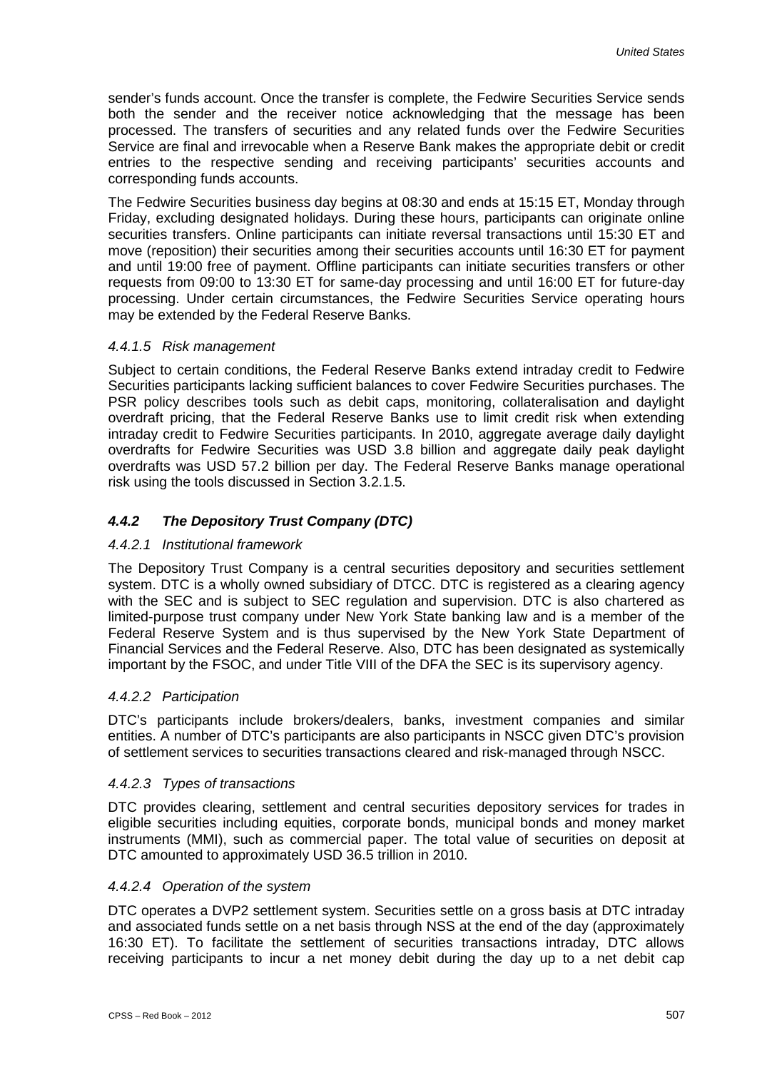sender's funds account. Once the transfer is complete, the Fedwire Securities Service sends both the sender and the receiver notice acknowledging that the message has been processed. The transfers of securities and any related funds over the Fedwire Securities Service are final and irrevocable when a Reserve Bank makes the appropriate debit or credit entries to the respective sending and receiving participants' securities accounts and corresponding funds accounts.

The Fedwire Securities business day begins at 08:30 and ends at 15:15 ET, Monday through Friday, excluding designated holidays. During these hours, participants can originate online securities transfers. Online participants can initiate reversal transactions until 15:30 ET and move (reposition) their securities among their securities accounts until 16:30 ET for payment and until 19:00 free of payment. Offline participants can initiate securities transfers or other requests from 09:00 to 13:30 ET for same-day processing and until 16:00 ET for future-day processing. Under certain circumstances, the Fedwire Securities Service operating hours may be extended by the Federal Reserve Banks.

#### *4.4.1.5 Risk management*

Subject to certain conditions, the Federal Reserve Banks extend intraday credit to Fedwire Securities participants lacking sufficient balances to cover Fedwire Securities purchases. The PSR policy describes tools such as debit caps, monitoring, collateralisation and daylight overdraft pricing, that the Federal Reserve Banks use to limit credit risk when extending intraday credit to Fedwire Securities participants. In 2010, aggregate average daily daylight overdrafts for Fedwire Securities was USD 3.8 billion and aggregate daily peak daylight overdrafts was USD 57.2 billion per day. The Federal Reserve Banks manage operational risk using the tools discussed in Section 3.2.1.5.

### ***4.4.2 The Depository Trust Company (DTC)***

#### *4.4.2.1 Institutional framework*

The Depository Trust Company is a central securities depository and securities settlement system. DTC is a wholly owned subsidiary of DTCC. DTC is registered as a clearing agency with the SEC and is subject to SEC regulation and supervision. DTC is also chartered as limited-purpose trust company under New York State banking law and is a member of the Federal Reserve System and is thus supervised by the New York State Department of Financial Services and the Federal Reserve. Also, DTC has been designated as systemically important by the FSOC, and under Title VIII of the DFA the SEC is its supervisory agency.

#### *4.4.2.2 Participation*

DTC's participants include brokers/dealers, banks, investment companies and similar entities. A number of DTC's participants are also participants in NSCC given DTC's provision of settlement services to securities transactions cleared and risk-managed through NSCC.

#### *4.4.2.3 Types of transactions*

DTC provides clearing, settlement and central securities depository services for trades in eligible securities including equities, corporate bonds, municipal bonds and money market instruments (MMI), such as commercial paper. The total value of securities on deposit at DTC amounted to approximately USD 36.5 trillion in 2010.

#### *4.4.2.4 Operation of the system*

DTC operates a DVP2 settlement system. Securities settle on a gross basis at DTC intraday and associated funds settle on a net basis through NSS at the end of the day (approximately 16:30 ET). To facilitate the settlement of securities transactions intraday, DTC allows receiving participants to incur a net money debit during the day up to a net debit cap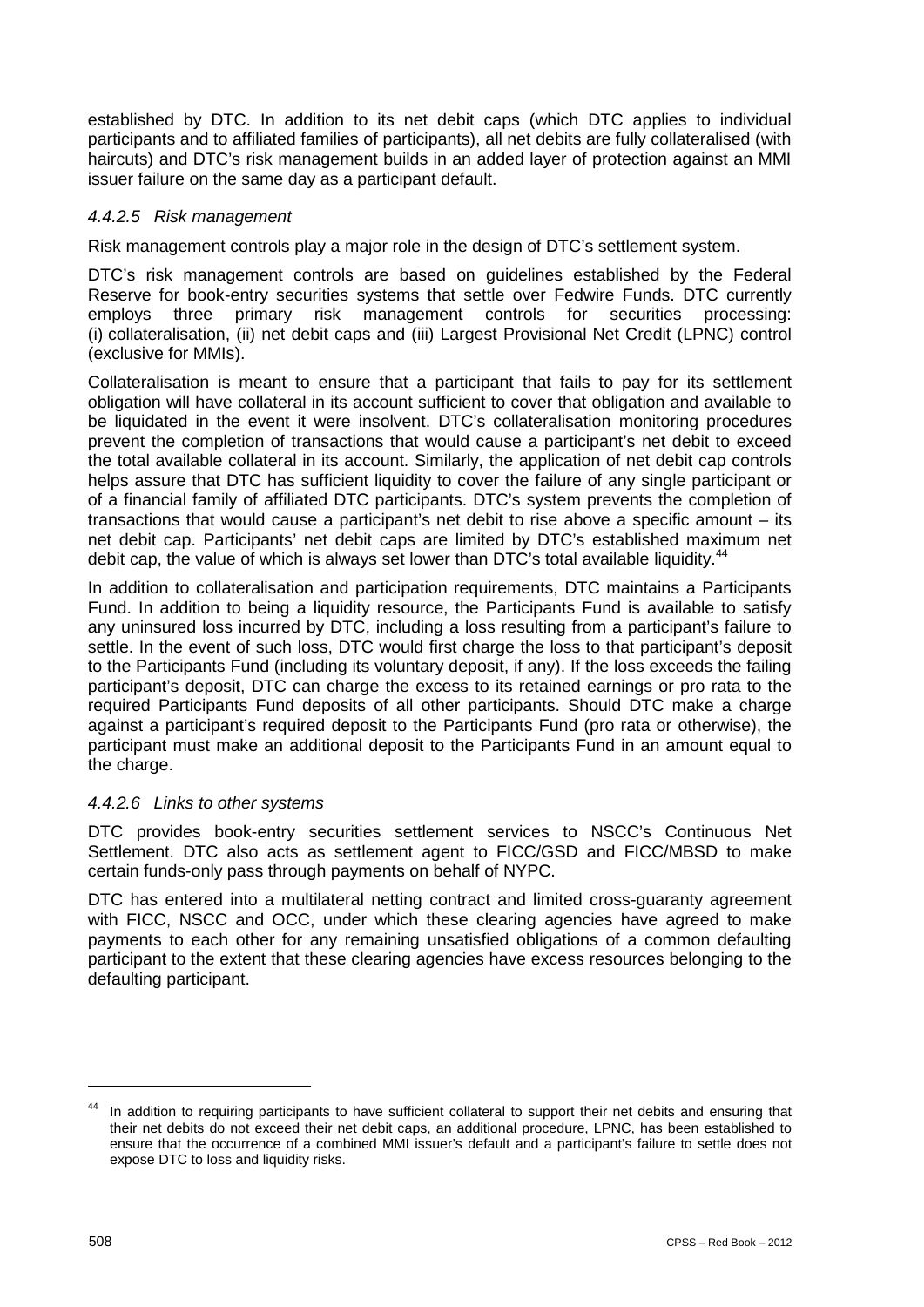established by DTC. In addition to its net debit caps (which DTC applies to individual participants and to affiliated families of participants), all net debits are fully collateralised (with haircuts) and DTC's risk management builds in an added layer of protection against an MMI issuer failure on the same day as a participant default.

#### *4.4.2.5 Risk management*

Risk management controls play a major role in the design of DTC's settlement system.

DTC's risk management controls are based on guidelines established by the Federal Reserve for book-entry securities systems that settle over Fedwire Funds. DTC currently employs three primary risk management controls for securities processing: (i) collateralisation, (ii) net debit caps and (iii) Largest Provisional Net Credit (LPNC) control (exclusive for MMIs).

Collateralisation is meant to ensure that a participant that fails to pay for its settlement obligation will have collateral in its account sufficient to cover that obligation and available to be liquidated in the event it were insolvent. DTC's collateralisation monitoring procedures prevent the completion of transactions that would cause a participant's net debit to exceed the total available collateral in its account. Similarly, the application of net debit cap controls helps assure that DTC has sufficient liquidity to cover the failure of any single participant or of a financial family of affiliated DTC participants. DTC's system prevents the completion of transactions that would cause a participant's net debit to rise above a specific amount – its net debit cap. Participants' net debit caps are limited by DTC's established maximum net debit cap, the value of which is always set lower than DTC's total available liquidity.[44]

In addition to collateralisation and participation requirements, DTC maintains a Participants Fund. In addition to being a liquidity resource, the Participants Fund is available to satisfy any uninsured loss incurred by DTC, including a loss resulting from a participant's failure to settle. In the event of such loss, DTC would first charge the loss to that participant's deposit to the Participants Fund (including its voluntary deposit, if any). If the loss exceeds the failing participant's deposit, DTC can charge the excess to its retained earnings or pro rata to the required Participants Fund deposits of all other participants. Should DTC make a charge against a participant's required deposit to the Participants Fund (pro rata or otherwise), the participant must make an additional deposit to the Participants Fund in an amount equal to the charge.

#### *4.4.2.6 Links to other systems*

DTC provides book-entry securities settlement services to NSCC's Continuous Net Settlement. DTC also acts as settlement agent to FICC/GSD and FICC/MBSD to make certain funds-only pass through payments on behalf of NYPC.

DTC has entered into a multilateral netting contract and limited cross-guaranty agreement with FICC, NSCC and OCC, under which these clearing agencies have agreed to make payments to each other for any remaining unsatisfied obligations of a common defaulting participant to the extent that these clearing agencies have excess resources belonging to the defaulting participant.

---

[44] In addition to requiring participants to have sufficient collateral to support their net debits and ensuring that their net debits do not exceed their net debit caps, an additional procedure, LPNC, has been established to ensure that the occurrence of a combined MMI issuer's default and a participant's failure to settle does not expose DTC to loss and liquidity risks.